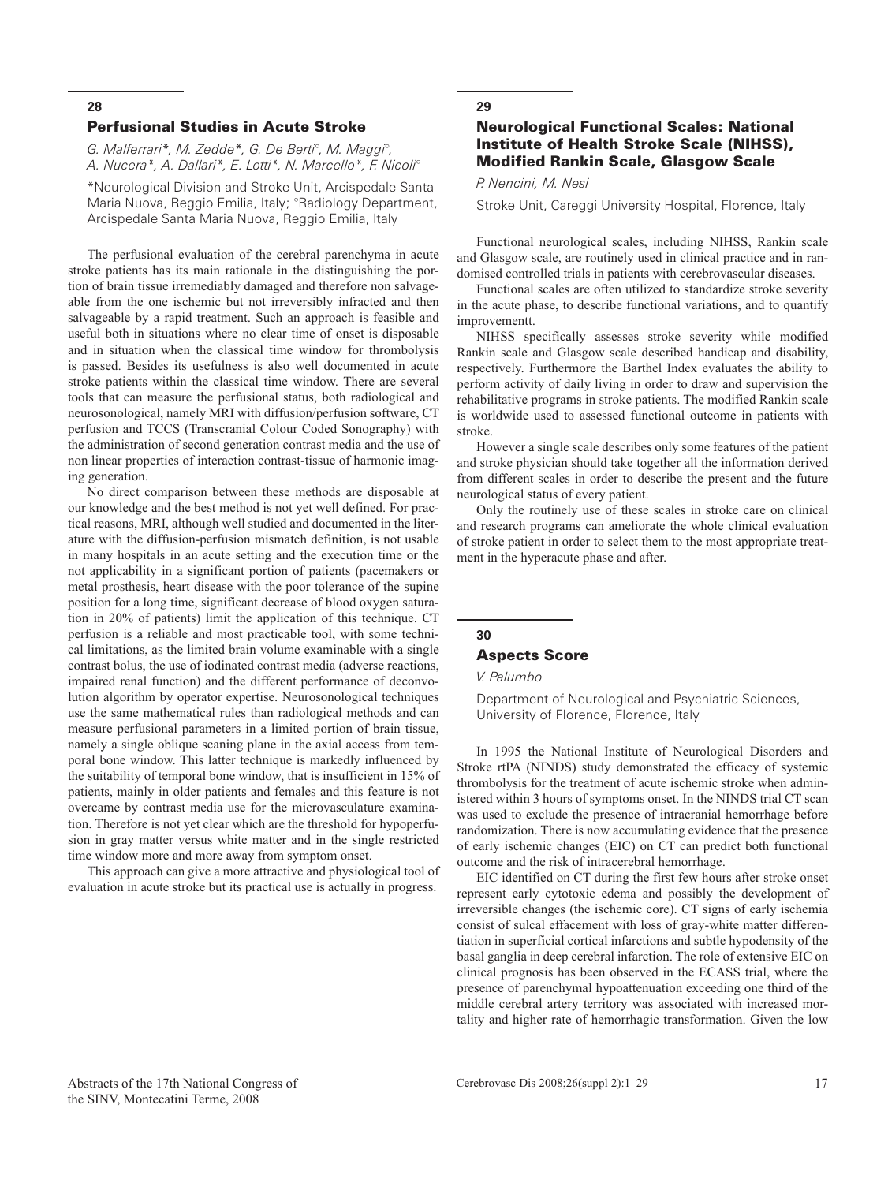## 28

### Perfusional Studies in Acute Stroke

*G. Malferrari\*, M. Zedde\*, G. De Berti°, M. Maggi°, A. Nucera\*, A. Dallari\*, E. Lotti\*, N. Marcello\*, F. Nicoli°*

\*Neurological Division and Stroke Unit, Arcispedale Santa Maria Nuova, Reggio Emilia, Italy; °Radiology Department, Arcispedale Santa Maria Nuova, Reggio Emilia, Italy

The perfusional evaluation of the cerebral parenchyma in acute stroke patients has its main rationale in the distinguishing the portion of brain tissue irremediably damaged and therefore non salvageable from the one ischemic but not irreversibly infracted and then salvageable by a rapid treatment. Such an approach is feasible and useful both in situations where no clear time of onset is disposable and in situation when the classical time window for thrombolysis is passed. Besides its usefulness is also well documented in acute stroke patients within the classical time window. There are several tools that can measure the perfusional status, both radiological and neurosonological, namely MRI with diffusion/perfusion software, CT perfusion and TCCS (Transcranial Colour Coded Sonography) with the administration of second generation contrast media and the use of non linear properties of interaction contrast-tissue of harmonic imaging generation.

No direct comparison between these methods are disposable at our knowledge and the best method is not yet well defined. For practical reasons, MRI, although well studied and documented in the literature with the diffusion-perfusion mismatch definition, is not usable in many hospitals in an acute setting and the execution time or the not applicability in a significant portion of patients (pacemakers or metal prosthesis, heart disease with the poor tolerance of the supine position for a long time, significant decrease of blood oxygen saturation in 20% of patients) limit the application of this technique. CT perfusion is a reliable and most practicable tool, with some technical limitations, as the limited brain volume examinable with a single contrast bolus, the use of iodinated contrast media (adverse reactions, impaired renal function) and the different performance of deconvolution algorithm by operator expertise. Neurosonological techniques use the same mathematical rules than radiological methods and can measure perfusional parameters in a limited portion of brain tissue, namely a single oblique scaning plane in the axial access from temporal bone window. This latter technique is markedly influenced by the suitability of temporal bone window, that is insufficient in 15% of patients, mainly in older patients and females and this feature is not overcame by contrast media use for the microvasculature examination. Therefore is not yet clear which are the threshold for hypoperfusion in gray matter versus white matter and in the single restricted time window more and more away from symptom onset.

This approach can give a more attractive and physiological tool of evaluation in acute stroke but its practical use is actually in progress.

## 29

### Neurological Functional Scales: National Institute of Health Stroke Scale (NIHSS), Modified Rankin Scale, Glasgow Scale

*P. Nencini, M. Nesi*

Stroke Unit, Careggi University Hospital, Florence, Italy

Functional neurological scales, including NIHSS, Rankin scale and Glasgow scale, are routinely used in clinical practice and in randomised controlled trials in patients with cerebrovascular diseases.

Functional scales are often utilized to standardize stroke severity in the acute phase, to describe functional variations, and to quantify improvementt.

NIHSS specifically assesses stroke severity while modified Rankin scale and Glasgow scale described handicap and disability, respectively. Furthermore the Barthel Index evaluates the ability to perform activity of daily living in order to draw and supervision the rehabilitative programs in stroke patients. The modified Rankin scale is worldwide used to assessed functional outcome in patients with stroke.

However a single scale describes only some features of the patient and stroke physician should take together all the information derived from different scales in order to describe the present and the future neurological status of every patient.

Only the routinely use of these scales in stroke care on clinical and research programs can ameliorate the whole clinical evaluation of stroke patient in order to select them to the most appropriate treatment in the hyperacute phase and after.

## 30

### Aspects Score

*V. Palumbo*

Department of Neurological and Psychiatric Sciences, University of Florence, Florence, Italy

In 1995 the National Institute of Neurological Disorders and Stroke rtPA (NINDS) study demonstrated the efficacy of systemic thrombolysis for the treatment of acute ischemic stroke when administered within 3 hours of symptoms onset. In the NINDS trial CT scan was used to exclude the presence of intracranial hemorrhage before randomization. There is now accumulating evidence that the presence of early ischemic changes (EIC) on CT can predict both functional outcome and the risk of intracerebral hemorrhage.

EIC identified on CT during the first few hours after stroke onset represent early cytotoxic edema and possibly the development of irreversible changes (the ischemic core). CT signs of early ischemia consist of sulcal effacement with loss of gray-white matter differentiation in superficial cortical infarctions and subtle hypodensity of the basal ganglia in deep cerebral infarction. The role of extensive EIC on clinical prognosis has been observed in the ECASS trial, where the presence of parenchymal hypoattenuation exceeding one third of the middle cerebral artery territory was associated with increased mortality and higher rate of hemorrhagic transformation. Given the low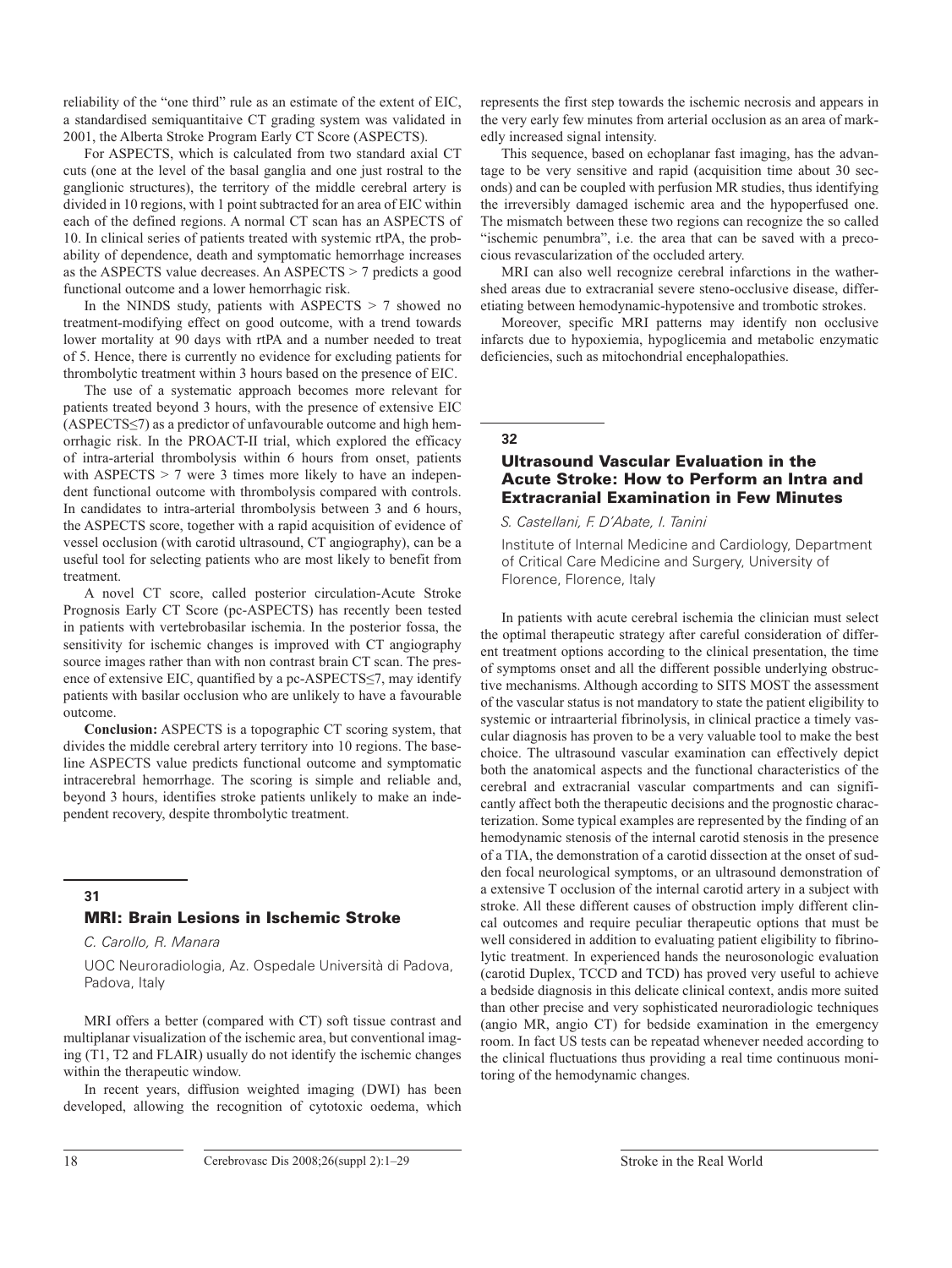reliability of the "one third" rule as an estimate of the extent of EIC, a standardised semiquantitaive CT grading system was validated in 2001, the Alberta Stroke Program Early CT Score (ASPECTS).

For ASPECTS, which is calculated from two standard axial CT cuts (one at the level of the basal ganglia and one just rostral to the ganglionic structures), the territory of the middle cerebral artery is divided in 10 regions, with 1 point subtracted for an area of EIC within each of the defined regions. A normal CT scan has an ASPECTS of 10. In clinical series of patients treated with systemic rtPA, the probability of dependence, death and symptomatic hemorrhage increases as the ASPECTS value decreases. An ASPECTS > 7 predicts a good functional outcome and a lower hemorrhagic risk.

In the NINDS study, patients with ASPECTS > 7 showed no treatment-modifying effect on good outcome, with a trend towards lower mortality at 90 days with rtPA and a number needed to treat of 5. Hence, there is currently no evidence for excluding patients for thrombolytic treatment within 3 hours based on the presence of EIC.

The use of a systematic approach becomes more relevant for patients treated beyond 3 hours, with the presence of extensive EIC (ASPECTS≤7) as a predictor of unfavourable outcome and high hemorrhagic risk. In the PROACT-II trial, which explored the efficacy of intra-arterial thrombolysis within 6 hours from onset, patients with ASPECTS > 7 were 3 times more likely to have an independent functional outcome with thrombolysis compared with controls. In candidates to intra-arterial thrombolysis between 3 and 6 hours, the ASPECTS score, together with a rapid acquisition of evidence of vessel occlusion (with carotid ultrasound, CT angiography), can be a useful tool for selecting patients who are most likely to benefit from treatment.

A novel CT score, called posterior circulation-Acute Stroke Prognosis Early CT Score (pc-ASPECTS) has recently been tested in patients with vertebrobasilar ischemia. In the posterior fossa, the sensitivity for ischemic changes is improved with CT angiography source images rather than with non contrast brain CT scan. The presence of extensive EIC, quantified by a pc-ASPECTS≤7, may identify patients with basilar occlusion who are unlikely to have a favourable outcome.

**Conclusion:** ASPECTS is a topographic CT scoring system, that divides the middle cerebral artery territory into 10 regions. The baseline ASPECTS value predicts functional outcome and symptomatic intracerebral hemorrhage. The scoring is simple and reliable and, beyond 3 hours, identifies stroke patients unlikely to make an independent recovery, despite thrombolytic treatment.

## 31

## MRI: Brain Lesions in Ischemic Stroke

*C. Carollo, R. Manara*

UOC Neuroradiologia, Az. Ospedale Università di Padova, Padova, Italy

MRI offers a better (compared with CT) soft tissue contrast and multiplanar visualization of the ischemic area, but conventional imaging (T1, T2 and FLAIR) usually do not identify the ischemic changes within the therapeutic window.

In recent years, diffusion weighted imaging (DWI) has been developed, allowing the recognition of cytotoxic oedema, which represents the first step towards the ischemic necrosis and appears in the very early few minutes from arterial occlusion as an area of markedly increased signal intensity.

This sequence, based on echoplanar fast imaging, has the advantage to be very sensitive and rapid (acquisition time about 30 seconds) and can be coupled with perfusion MR studies, thus identifying the irreversibly damaged ischemic area and the hypoperfused one. The mismatch between these two regions can recognize the so called "ischemic penumbra", i.e. the area that can be saved with a precocious revascularization of the occluded artery.

MRI can also well recognize cerebral infarctions in the whathershed areas due to extracranial severe steno-occlusive disease, differetiating between hemodynamic-hypotensive and trombotic strokes.

Moreover, specific MRI patterns may identify non occlusive infarcts due to hypoxiemia, hypoglicemia and metabolic enzymatic deficiencies, such as mitochondrial encephalopathies.

## 32

## Ultrasound Vascular Evaluation in the Acute Stroke: How to Perform an Intra and Extracranial Examination in Few Minutes

*S. Castellani, F. D'Abate, I. Tanini*

Institute of Internal Medicine and Cardiology, Department of Critical Care Medicine and Surgery, University of Florence, Florence, Italy

In patients with acute cerebral ischemia the clinician must select the optimal therapeutic strategy after careful consideration of different treatment options according to the clinical presentation, the time of symptoms onset and all the different possible underlying obstructive mechanisms. Although according to SITS MOST the assessment of the vascular status is not mandatory to state the patient eligibility to systemic or intraarterial fibrinolysis, in clinical practice a timely vascular diagnosis has proven to be a very valuable tool to make the best choice. The ultrasound vascular examination can effectively depict both the anatomical aspects and the functional characteristics of the cerebral and extracranial vascular compartments and can significantly affect both the therapeutic decisions and the prognostic characterization. Some typical examples are represented by the finding of an hemodynamic stenosis of the internal carotid stenosis in the presence of a TIA, the demonstration of a carotid dissection at the onset of sudden focal neurological symptoms, or an ultrasound demonstration of a extensive T occlusion of the internal carotid artery in a subject with stroke. All these different causes of obstruction imply different clincal outcomes and require peculiar therapeutic options that must be well considered in addition to evaluating patient eligibility to fibrinolytic treatment. In experienced hands the neurosonologic evaluation (carotid Duplex, TCCD and TCD) has proved very useful to achieve a bedside diagnosis in this delicate clinical context, andis more suited than other precise and very sophisticated neuroradiologic techniques (angio MR, angio CT) for bedside examination in the emergency room. In fact US tests can be repeatad whenever needed according to the clinical fluctuations thus providing a real time continuous monitoring of the hemodynamic changes.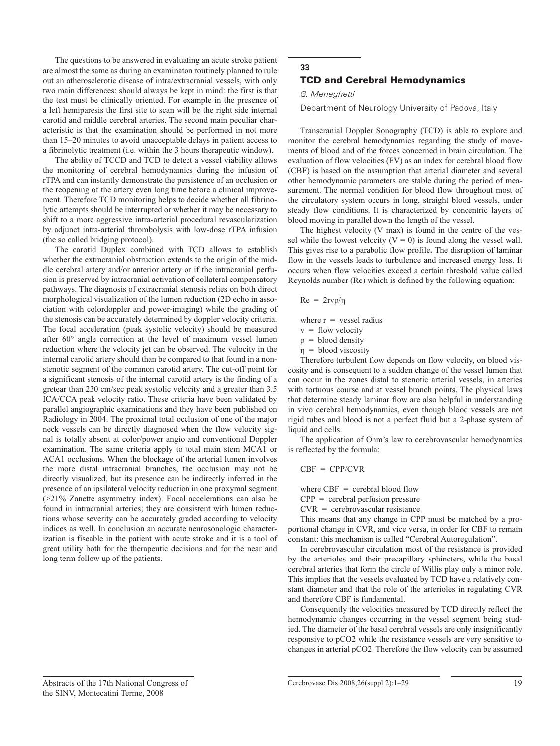The questions to be answered in evaluating an acute stroke patient are almost the same as during an examinaton routinely planned to rule out an atherosclerotic disease of intra/extracranial vessels, with only two main differences: should always be kept in mind: the first is that the test must be clinically oriented. For example in the presence of a left hemiparesis the first site to scan will be the right side internal carotid and middle cerebral arteries. The second main peculiar characteristic is that the examination should be performed in not more than 15–20 minutes to avoid unacceptable delays in patient access to a fibrinolytic treatment (i.e. within the 3 hours therapeutic window).

The ability of TCCD and TCD to detect a vessel viability allows the monitoring of cerebral hemodynamics during the infusion of rTPA and can instantly demonstrate the persistence of an occlusion or the reopening of the artery even long time before a clinical improvement. Therefore TCD monitoring helps to decide whether all fibrinolytic attempts should be interrupted or whether it may be necessary to shift to a more aggressive intra-arterial procedural revascularization by adjunct intra-arterial thrombolysis with low-dose rTPA infusion (the so called bridging protocol).

The carotid Duplex combined with TCD allows to establish whether the extracranial obstruction extends to the origin of the middle cerebral artery and/or anterior artery or if the intracranial perfusion is preserved by intracranial activation of collateral compensatory pathways. The diagnosis of extracranial stenosis relies on both direct morphological visualization of the lumen reduction (2D echo in association with colordoppler and power-imaging) while the grading of the stenosis can be accurately determined by doppler velocity criteria. The focal acceleration (peak systolic velocity) should be measured after 60° angle correction at the level of maximum vessel lumen reduction where the velocity jet can be observed. The velocity in the internal carotid artery should than be compared to that found in a non-stenotic segment of the common carotid artery. The cut-off point for a significant stenosis of the internal carotid artery is the finding of a gretear than 230 cm/sec peak systolic velocity and a greater than 3.5 ICA/CCA peak velocity ratio. These criteria have been validated by parallel angiographic examinations and they have been published on Radiology in 2004. The proximal total occlusion of one of the major neck vessels can be directly diagnosed when the flow velocity signal is totally absent at color/power angio and conventional Doppler examination. The same criteria apply to total main stem MCA1 or ACA1 occlusions. When the blockage of the arterial lumen involves the more distal intracranial branches, the occlusion may not be directly visualized, but its presence can be indirectly inferred in the presence of an ipsilateral velocity reduction in one proxymal segment (>21% Zanette asymmetry index). Focal accelerations can also be found in intracranial arteries; they are consistent with lumen reductions whose severity can be accurately graded according to velocity indices as well. In conclusion an accurate neurosonologic characterization is fiseable in the patient with acute stroke and it is a tool of great utility both for the therapeutic decisions and for the near and long term follow up of the patients.

## 33

## TCD and Cerebral Hemodynamics

*G. Meneghetti*

Department of Neurology University of Padova, Italy

Transcranial Doppler Sonography (TCD) is able to explore and monitor the cerebral hemodynamics regarding the study of movements of blood and of the forces concerned in brain circulation. The evaluation of flow velocities (FV) as an index for cerebral blood flow (CBF) is based on the assumption that arterial diameter and several other hemodynamic parameters are stable during the period of measurement. The normal condition for blood flow throughout most of the circulatory system occurs in long, straight blood vessels, under steady flow conditions. It is characterized by concentric layers of blood moving in parallel down the length of the vessel.

The highest velocity (V max) is found in the centre of the vessel while the lowest velocity ($V = 0$) is found along the vessel wall. This gives rise to a parabolic flow profile**.** The disruption of laminar flow in the vessels leads to turbulence and increased energy loss. It occurs when flow velocities exceed a certain threshold value called Reynolds number (Re) which is defined by the following equation:

$$Re = 2rv\rho/\eta$$

where $r$ = vessel radius
$v$ = flow velocity
$\rho$ = blood density
$\eta$ = blood viscosity

Therefore turbulent flow depends on flow velocity, on blood viscosity and is consequent to a sudden change of the vessel lumen that can occur in the zones distal to stenotic arterial vessels, in arteries with tortuous course and at vessel branch points. The physical laws that determine steady laminar flow are also helpful in understanding in vivo cerebral hemodynamics, even though blood vessels are not rigid tubes and blood is not a perfect fluid but a 2-phase system of liquid and cells.

The application of Ohm's law to cerebrovascular hemodynamics is reflected by the formula:

$$CBF = CPP/CVR$$

where CBF = cerebral blood flow
CPP = cerebral perfusion pressure
CVR = cerebrovascular resistance

This means that any change in CPP must be matched by a proportional change in CVR, and vice versa, in order for CBF to remain constant: this mechanism is called "Cerebral Autoregulation".

In cerebrovascular circulation most of the resistance is provided by the arterioles and their precapillary sphincters, while the basal cerebral arteries that form the circle of Willis play only a minor role. This implies that the vessels evaluated by TCD have a relatively constant diameter and that the role of the arterioles in regulating CVR and therefore CBF is fundamental.

Consequently the velocities measured by TCD directly reflect the hemodynamic changes occurring in the vessel segment being studied. The diameter of the basal cerebral vessels are only insignificantly responsive to $pCO_2$ while the resistance vessels are very sensitive to changes in arterial $pCO_2$. Therefore the flow velocity can be assumed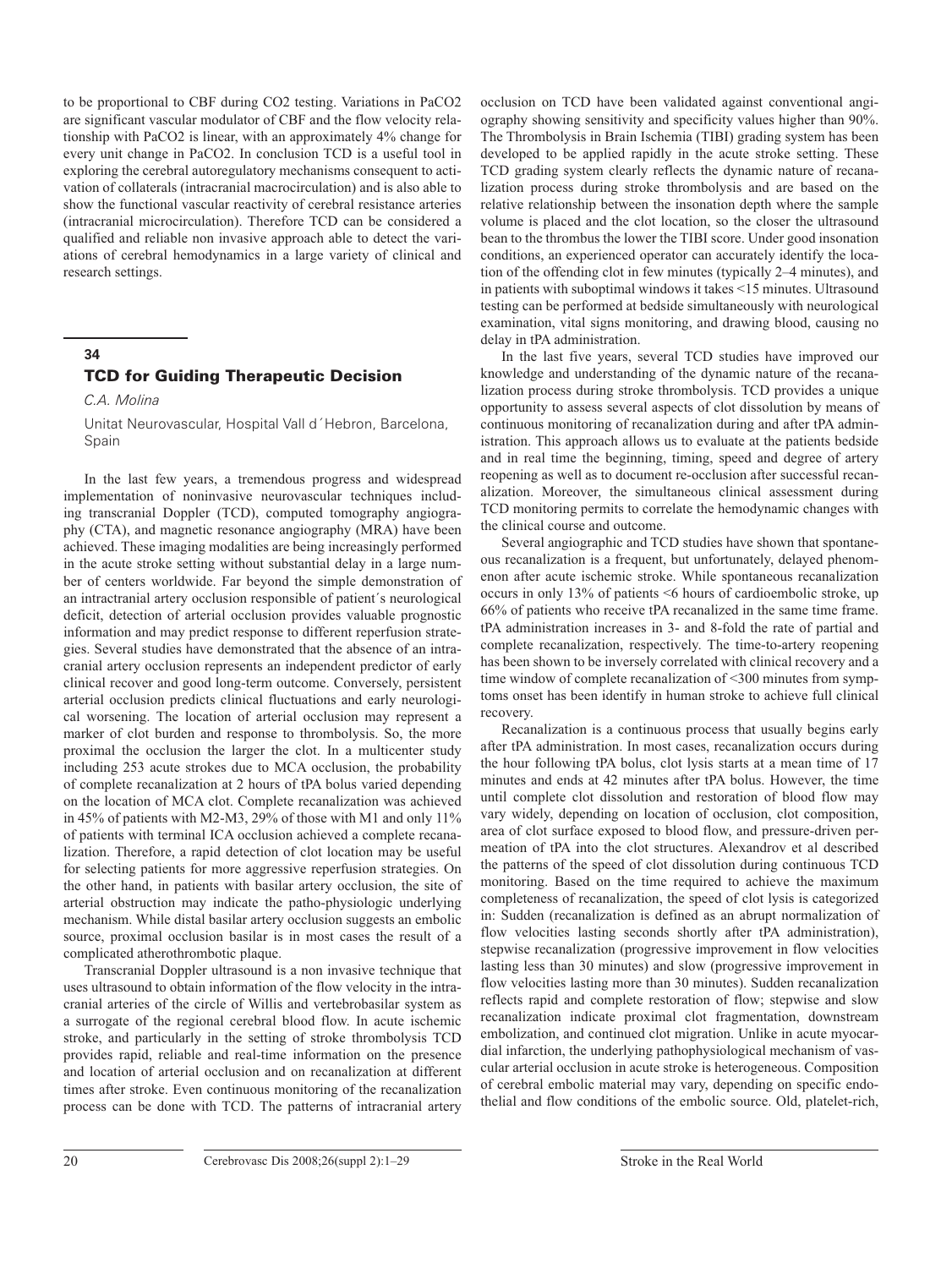to be proportional to CBF during CO2 testing. Variations in PaCO2 are significant vascular modulator of CBF and the flow velocity relationship with PaCO2 is linear, with an approximately 4% change for every unit change in PaCO2. In conclusion TCD is a useful tool in exploring the cerebral autoregulatory mechanisms consequent to activation of collaterals (intracranial macrocirculation) and is also able to show the functional vascular reactivity of cerebral resistance arteries (intracranial microcirculation). Therefore TCD can be considered a qualified and reliable non invasive approach able to detect the variations of cerebral hemodynamics in a large variety of clinical and research settings.

## 34

## TCD for Guiding Therapeutic Decision

*C.A. Molina*

Unitat Neurovascular, Hospital Vall d´Hebron, Barcelona, Spain

In the last few years, a tremendous progress and widespread implementation of noninvasive neurovascular techniques including transcranial Doppler (TCD), computed tomography angiography (CTA), and magnetic resonance angiography (MRA) have been achieved. These imaging modalities are being increasingly performed in the acute stroke setting without substantial delay in a large number of centers worldwide. Far beyond the simple demonstration of an intracranial artery occlusion responsible of patient´s neurological deficit, detection of arterial occlusion provides valuable prognostic information and may predict response to different reperfusion strategies. Several studies have demonstrated that the absence of an intracranial artery occlusion represents an independent predictor of early clinical recover and good long-term outcome. Conversely, persistent arterial occlusion predicts clinical fluctuations and early neurological worsening. The location of arterial occlusion may represent a marker of clot burden and response to thrombolysis. So, the more proximal the occlusion the larger the clot. In a multicenter study including 253 acute strokes due to MCA occlusion, the probability of complete recanalization at 2 hours of tPA bolus varied depending on the location of MCA clot. Complete recanalization was achieved in 45% of patients with M2-M3, 29% of those with M1 and only 11% of patients with terminal ICA occlusion achieved a complete recanalization. Therefore, a rapid detection of clot location may be useful for selecting patients for more aggressive reperfusion strategies. On the other hand, in patients with basilar artery occlusion, the site of arterial obstruction may indicate the patho-physiologic underlying mechanism. While distal basilar artery occlusion suggests an embolic source, proximal occlusion basilar is in most cases the result of a complicated atherothrombotic plaque.

Transcranial Doppler ultrasound is a non invasive technique that uses ultrasound to obtain information of the flow velocity in the intracranial arteries of the circle of Willis and vertebrobasilar system as a surrogate of the regional cerebral blood flow. In acute ischemic stroke, and particularly in the setting of stroke thrombolysis TCD provides rapid, reliable and real-time information on the presence and location of arterial occlusion and on recanalization at different times after stroke. Even continuous monitoring of the recanalization process can be done with TCD. The patterns of intracranial artery occlusion on TCD have been validated against conventional angiography showing sensitivity and specificity values higher than 90%. The Thrombolysis in Brain Ischemia (TIBI) grading system has been developed to be applied rapidly in the acute stroke setting. These TCD grading system clearly reflects the dynamic nature of recanalization process during stroke thrombolysis and are based on the relative relationship between the insonation depth where the sample volume is placed and the clot location, so the closer the ultrasound bean to the thrombus the lower the TIBI score. Under good insonation conditions, an experienced operator can accurately identify the location of the offending clot in few minutes (typically 2–4 minutes), and in patients with suboptimal windows it takes <15 minutes. Ultrasound testing can be performed at bedside simultaneously with neurological examination, vital signs monitoring, and drawing blood, causing no delay in tPA administration.

In the last five years, several TCD studies have improved our knowledge and understanding of the dynamic nature of the recanalization process during stroke thrombolysis. TCD provides a unique opportunity to assess several aspects of clot dissolution by means of continuous monitoring of recanalization during and after tPA administration. This approach allows us to evaluate at the patients bedside and in real time the beginning, timing, speed and degree of artery reopening as well as to document re-occlusion after successful recanalization. Moreover, the simultaneous clinical assessment during TCD monitoring permits to correlate the hemodynamic changes with the clinical course and outcome.

Several angiographic and TCD studies have shown that spontaneous recanalization is a frequent, but unfortunately, delayed phenomenon after acute ischemic stroke. While spontaneous recanalization occurs in only 13% of patients <6 hours of cardioembolic stroke, up 66% of patients who receive tPA recanalized in the same time frame. tPA administration increases in 3- and 8-fold the rate of partial and complete recanalization, respectively. The time-to-artery reopening has been shown to be inversely correlated with clinical recovery and a time window of complete recanalization of <300 minutes from symptoms onset has been identify in human stroke to achieve full clinical recovery.

Recanalization is a continuous process that usually begins early after tPA administration. In most cases, recanalization occurs during the hour following tPA bolus, clot lysis starts at a mean time of 17 minutes and ends at 42 minutes after tPA bolus. However, the time until complete clot dissolution and restoration of blood flow may vary widely, depending on location of occlusion, clot composition, area of clot surface exposed to blood flow, and pressure-driven permeation of tPA into the clot structures. Alexandrov et al described the patterns of the speed of clot dissolution during continuous TCD monitoring. Based on the time required to achieve the maximum completeness of recanalization, the speed of clot lysis is categorized in: Sudden (recanalization is defined as an abrupt normalization of flow velocities lasting seconds shortly after tPA administration), stepwise recanalization (progressive improvement in flow velocities lasting less than 30 minutes) and slow (progressive improvement in flow velocities lasting more than 30 minutes). Sudden recanalization reflects rapid and complete restoration of flow; stepwise and slow recanalization indicate proximal clot fragmentation, downstream embolization, and continued clot migration. Unlike in acute myocardial infarction, the underlying pathophysiological mechanism of vascular arterial occlusion in acute stroke is heterogeneous. Composition of cerebral embolic material may vary, depending on specific endothelial and flow conditions of the embolic source. Old, platelet-rich,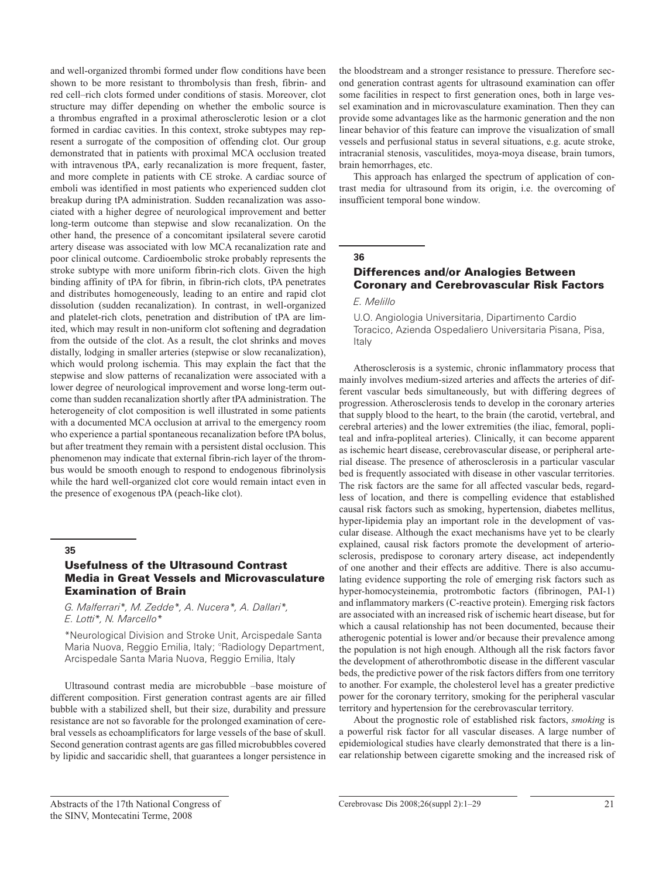and well-organized thrombi formed under flow conditions have been shown to be more resistant to thrombolysis than fresh, fibrin- and red cell–rich clots formed under conditions of stasis. Moreover, clot structure may differ depending on whether the embolic source is a thrombus engrafted in a proximal atherosclerotic lesion or a clot formed in cardiac cavities. In this context, stroke subtypes may represent a surrogate of the composition of offending clot. Our group demonstrated that in patients with proximal MCA occlusion treated with intravenous tPA, early recanalization is more frequent, faster, and more complete in patients with CE stroke. A cardiac source of emboli was identified in most patients who experienced sudden clot breakup during tPA administration. Sudden recanalization was associated with a higher degree of neurological improvement and better long-term outcome than stepwise and slow recanalization. On the other hand, the presence of a concomitant ipsilateral severe carotid artery disease was associated with low MCA recanalization rate and poor clinical outcome. Cardioembolic stroke probably represents the stroke subtype with more uniform fibrin-rich clots. Given the high binding affinity of tPA for fibrin, in fibrin-rich clots, tPA penetrates and distributes homogeneously, leading to an entire and rapid clot dissolution (sudden recanalization). In contrast, in well-organized and platelet-rich clots, penetration and distribution of tPA are limited, which may result in non-uniform clot softening and degradation from the outside of the clot. As a result, the clot shrinks and moves distally, lodging in smaller arteries (stepwise or slow recanalization), which would prolong ischemia. This may explain the fact that the stepwise and slow patterns of recanalization were associated with a lower degree of neurological improvement and worse long-term outcome than sudden recanalization shortly after tPA administration. The heterogeneity of clot composition is well illustrated in some patients with a documented MCA occlusion at arrival to the emergency room who experience a partial spontaneous recanalization before tPA bolus, but after treatment they remain with a persistent distal occlusion. This phenomenon may indicate that external fibrin-rich layer of the thrombus would be smooth enough to respond to endogenous fibrinolysis while the hard well-organized clot core would remain intact even in the presence of exogenous tPA (peach-like clot).

## 35

## Usefulness of the Ultrasound Contrast Media in Great Vessels and Microvasculature Examination of Brain

*G. Malferrari\*, M. Zedde\*, A. Nucera\*, A. Dallari\*, E. Lotti\*, N. Marcello\**

\*Neurological Division and Stroke Unit, Arcispedale Santa Maria Nuova, Reggio Emilia, Italy; °Radiology Department, Arcispedale Santa Maria Nuova, Reggio Emilia, Italy

Ultrasound contrast media are microbubble –base moisture of different composition. First generation contrast agents are air filled bubble with a stabilized shell, but their size, durability and pressure resistance are not so favorable for the prolonged examination of cerebral vessels as echoamplificators for large vessels of the base of skull. Second generation contrast agents are gas filled microbubbles covered by lipidic and saccaridic shell, that guarantees a longer persistence in the bloodstream and a stronger resistance to pressure. Therefore second generation contrast agents for ultrasound examination can offer some facilities in respect to first generation ones, both in large vessel examination and in microvasculature examination. Then they can provide some advantages like as the harmonic generation and the non linear behavior of this feature can improve the visualization of small vessels and perfusional status in several situations, e.g. acute stroke, intracranial stenosis, vasculitides, moya-moya disease, brain tumors, brain hemorrhages, etc.

This approach has enlarged the spectrum of application of contrast media for ultrasound from its origin, i.e. the overcoming of insufficient temporal bone window.

## 36

## Differences and/or Analogies Between Coronary and Cerebrovascular Risk Factors

*E. Melillo*

U.O. Angiologia Universitaria, Dipartimento Cardio Toracico, Azienda Ospedaliero Universitaria Pisana, Pisa, Italy

Atherosclerosis is a systemic, chronic inflammatory process that mainly involves medium-sized arteries and affects the arteries of different vascular beds simultaneously, but with differing degrees of progression. Atherosclerosis tends to develop in the coronary arteries that supply blood to the heart, to the brain (the carotid, vertebral, and cerebral arteries) and the lower extremities (the iliac, femoral, popliteal and infra-popliteal arteries). Clinically, it can become apparent as ischemic heart disease, cerebrovascular disease, or peripheral arterial disease. The presence of atherosclerosis in a particular vascular bed is frequently associated with disease in other vascular territories. The risk factors are the same for all affected vascular beds, regardless of location, and there is compelling evidence that established causal risk factors such as smoking, hypertension, diabetes mellitus, hyper-lipidemia play an important role in the development of vascular disease. Although the exact mechanisms have yet to be clearly explained, causal risk factors promote the development of arteriosclerosis, predispose to coronary artery disease, act independently of one another and their effects are additive. There is also accumulating evidence supporting the role of emerging risk factors such as hyper-homocysteinemia, protrombotic factors (fibrinogen, PAI-1) and inflammatory markers (C-reactive protein). Emerging risk factors are associated with an increased risk of ischemic heart disease, but for which a causal relationship has not been documented, because their atherogenic potential is lower and/or because their prevalence among the population is not high enough. Although all the risk factors favor the development of atherothrombotic disease in the different vascular beds, the predictive power of the risk factors differs from one territory to another. For example, the cholesterol level has a greater predictive power for the coronary territory, smoking for the peripheral vascular territory and hypertension for the cerebrovascular territory.

About the prognostic role of established risk factors, *smoking* is a powerful risk factor for all vascular diseases. A large number of epidemiological studies have clearly demonstrated that there is a linear relationship between cigarette smoking and the increased risk of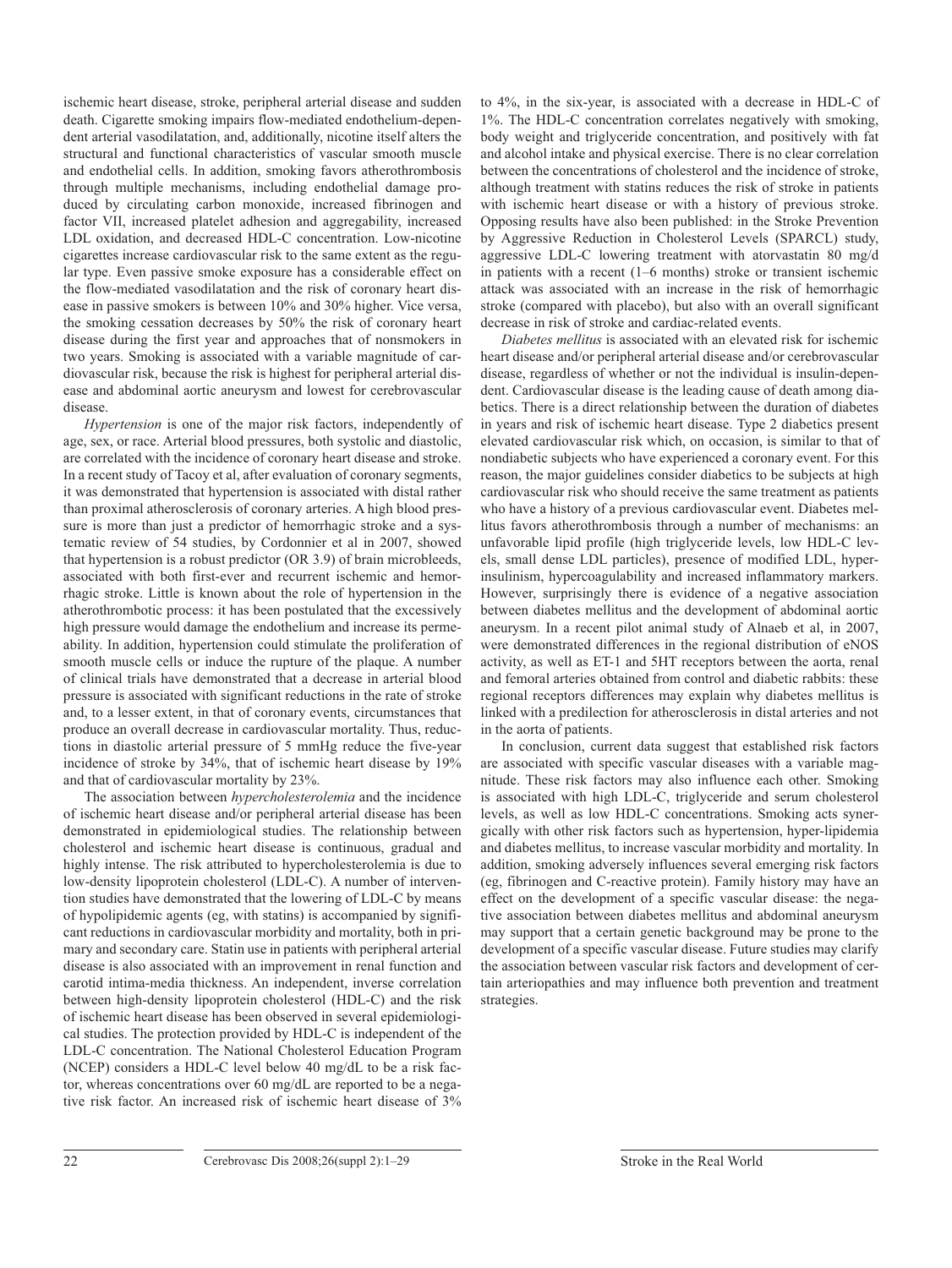ischemic heart disease, stroke, peripheral arterial disease and sudden death. Cigarette smoking impairs flow-mediated endothelium-dependent arterial vasodilatation, and, additionally, nicotine itself alters the structural and functional characteristics of vascular smooth muscle and endothelial cells. In addition, smoking favors atherothrombosis through multiple mechanisms, including endothelial damage produced by circulating carbon monoxide, increased fibrinogen and factor VII, increased platelet adhesion and aggregability, increased LDL oxidation, and decreased HDL-C concentration. Low-nicotine cigarettes increase cardiovascular risk to the same extent as the regular type. Even passive smoke exposure has a considerable effect on the flow-mediated vasodilatation and the risk of coronary heart disease in passive smokers is between 10% and 30% higher. Vice versa, the smoking cessation decreases by 50% the risk of coronary heart disease during the first year and approaches that of nonsmokers in two years. Smoking is associated with a variable magnitude of cardiovascular risk, because the risk is highest for peripheral arterial disease and abdominal aortic aneurysm and lowest for cerebrovascular disease.

*Hypertension* is one of the major risk factors, independently of age, sex, or race. Arterial blood pressures, both systolic and diastolic, are correlated with the incidence of coronary heart disease and stroke. In a recent study of Tacoy et al, after evaluation of coronary segments, it was demonstrated that hypertension is associated with distal rather than proximal atherosclerosis of coronary arteries. A high blood pressure is more than just a predictor of hemorrhagic stroke and a systematic review of 54 studies, by Cordonnier et al in 2007, showed that hypertension is a robust predictor (OR 3.9) of brain microbleeds, associated with both first-ever and recurrent ischemic and hemorrhagic stroke. Little is known about the role of hypertension in the atherothrombotic process: it has been postulated that the excessively high pressure would damage the endothelium and increase its permeability. In addition, hypertension could stimulate the proliferation of smooth muscle cells or induce the rupture of the plaque. A number of clinical trials have demonstrated that a decrease in arterial blood pressure is associated with significant reductions in the rate of stroke and, to a lesser extent, in that of coronary events, circumstances that produce an overall decrease in cardiovascular mortality. Thus, reductions in diastolic arterial pressure of 5 mmHg reduce the five-year incidence of stroke by 34%, that of ischemic heart disease by 19% and that of cardiovascular mortality by 23%.

The association between *hypercholesterolemia* and the incidence of ischemic heart disease and/or peripheral arterial disease has been demonstrated in epidemiological studies. The relationship between cholesterol and ischemic heart disease is continuous, gradual and highly intense. The risk attributed to hypercholesterolemia is due to low-density lipoprotein cholesterol (LDL-C). A number of intervention studies have demonstrated that the lowering of LDL-C by means of hypolipidemic agents (eg, with statins) is accompanied by significant reductions in cardiovascular morbidity and mortality, both in primary and secondary care. Statin use in patients with peripheral arterial disease is also associated with an improvement in renal function and carotid intima-media thickness. An independent, inverse correlation between high-density lipoprotein cholesterol (HDL-C) and the risk of ischemic heart disease has been observed in several epidemiological studies. The protection provided by HDL-C is independent of the LDL-C concentration. The National Cholesterol Education Program (NCEP) considers a HDL-C level below 40 mg/dL to be a risk factor, whereas concentrations over 60 mg/dL are reported to be a negative risk factor. An increased risk of ischemic heart disease of 3% to 4%, in the six-year, is associated with a decrease in HDL-C of 1%. The HDL-C concentration correlates negatively with smoking, body weight and triglyceride concentration, and positively with fat and alcohol intake and physical exercise. There is no clear correlation between the concentrations of cholesterol and the incidence of stroke, although treatment with statins reduces the risk of stroke in patients with ischemic heart disease or with a history of previous stroke. Opposing results have also been published: in the Stroke Prevention by Aggressive Reduction in Cholesterol Levels (SPARCL) study, aggressive LDL-C lowering treatment with atorvastatin 80 mg/d in patients with a recent (1–6 months) stroke or transient ischemic attack was associated with an increase in the risk of hemorrhagic stroke (compared with placebo), but also with an overall significant decrease in risk of stroke and cardiac-related events.

*Diabetes mellitus* is associated with an elevated risk for ischemic heart disease and/or peripheral arterial disease and/or cerebrovascular disease, regardless of whether or not the individual is insulin-dependent. Cardiovascular disease is the leading cause of death among diabetics. There is a direct relationship between the duration of diabetes in years and risk of ischemic heart disease. Type 2 diabetics present elevated cardiovascular risk which, on occasion, is similar to that of nondiabetic subjects who have experienced a coronary event. For this reason, the major guidelines consider diabetics to be subjects at high cardiovascular risk who should receive the same treatment as patients who have a history of a previous cardiovascular event. Diabetes mellitus favors atherothrombosis through a number of mechanisms: an unfavorable lipid profile (high triglyceride levels, low HDL-C levels, small dense LDL particles), presence of modified LDL, hyperinsulinism, hypercoagulability and increased inflammatory markers. However, surprisingly there is evidence of a negative association between diabetes mellitus and the development of abdominal aortic aneurysm. In a recent pilot animal study of Alnaeb et al, in 2007, were demonstrated differences in the regional distribution of eNOS activity, as well as ET-1 and 5HT receptors between the aorta, renal and femoral arteries obtained from control and diabetic rabbits: these regional receptors differences may explain why diabetes mellitus is linked with a predilection for atherosclerosis in distal arteries and not in the aorta of patients.

In conclusion, current data suggest that established risk factors are associated with specific vascular diseases with a variable magnitude. These risk factors may also influence each other. Smoking is associated with high LDL-C, triglyceride and serum cholesterol levels, as well as low HDL-C concentrations. Smoking acts synergically with other risk factors such as hypertension, hyper-lipidemia and diabetes mellitus, to increase vascular morbidity and mortality. In addition, smoking adversely influences several emerging risk factors (eg, fibrinogen and C-reactive protein). Family history may have an effect on the development of a specific vascular disease: the negative association between diabetes mellitus and abdominal aneurysm may support that a certain genetic background may be prone to the development of a specific vascular disease. Future studies may clarify the association between vascular risk factors and development of certain arteriopathies and may influence both prevention and treatment strategies.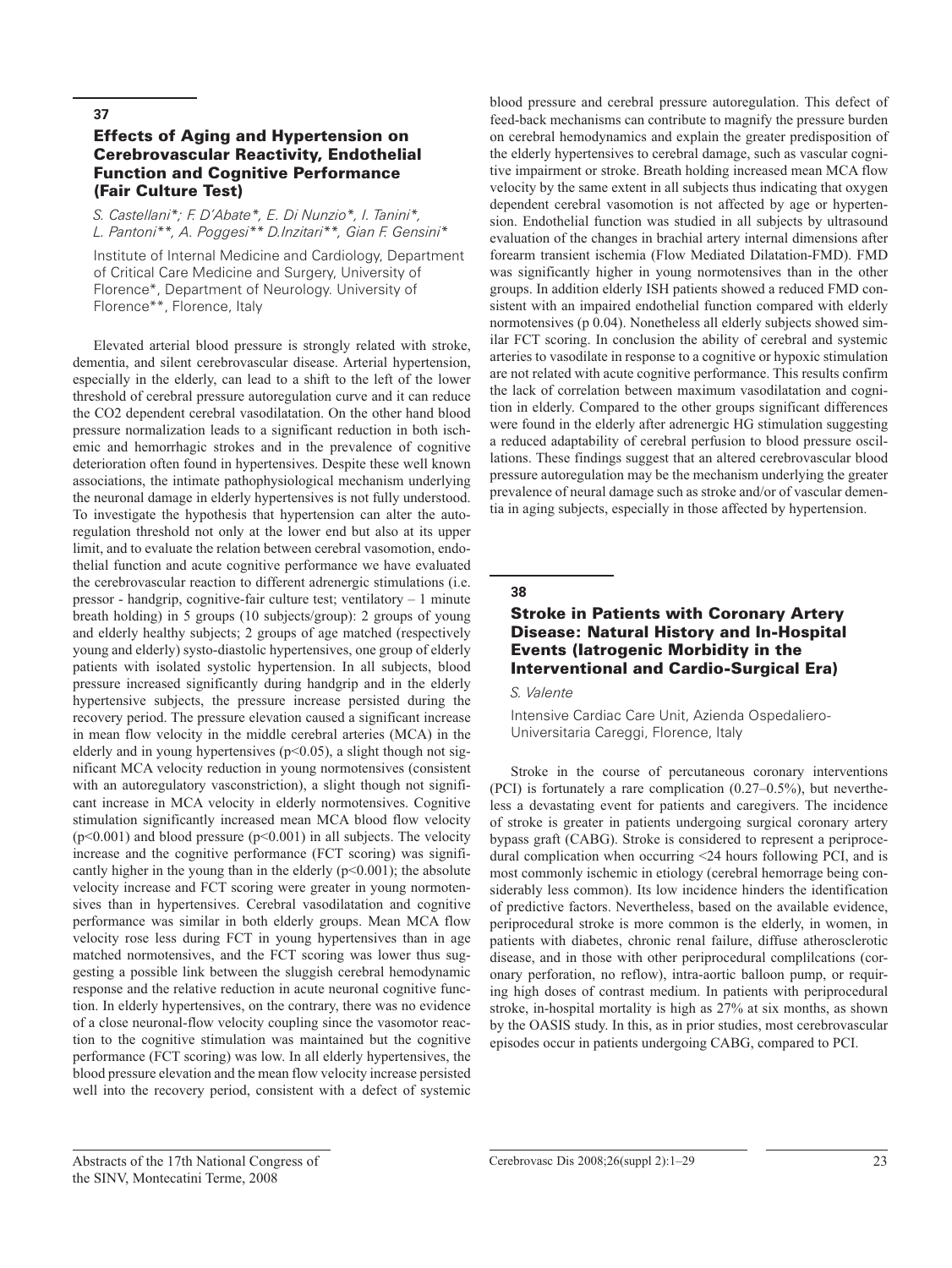## 37

### Effects of Aging and Hypertension on Cerebrovascular Reactivity, Endothelial Function and Cognitive Performance (Fair Culture Test)

*S. Castellani\*; F. D'Abate\*, E. Di Nunzio\*, I. Tanini\*, L. Pantoni\*\*, A. Poggesi\*\* D.Inzitari\*\*, Gian F. Gensini\**

Institute of Internal Medicine and Cardiology, Department of Critical Care Medicine and Surgery, University of Florence\*, Department of Neurology. University of Florence\*\*, Florence, Italy

Elevated arterial blood pressure is strongly related with stroke, dementia, and silent cerebrovascular disease. Arterial hypertension, especially in the elderly, can lead to a shift to the left of the lower threshold of cerebral pressure autoregulation curve and it can reduce the $CO_2$ dependent cerebral vasodilatation. On the other hand blood pressure normalization leads to a significant reduction in both ischemic and hemorrhagic strokes and in the prevalence of cognitive deterioration often found in hypertensives. Despite these well known associations, the intimate pathophysiological mechanism underlying the neuronal damage in elderly hypertensives is not fully understood. To investigate the hypothesis that hypertension can alter the autoregulation threshold not only at the lower end but also at its upper limit, and to evaluate the relation between cerebral vasomotion, endothelial function and acute cognitive performance we have evaluated the cerebrovascular reaction to different adrenergic stimulations (i.e. pressor - handgrip, cognitive-fair culture test; ventilatory – 1 minute breath holding) in 5 groups (10 subjects/group): 2 groups of young and elderly healthy subjects; 2 groups of age matched (respectively young and elderly) systo-diastolic hypertensives, one group of elderly patients with isolated systolic hypertension. In all subjects, blood pressure increased significantly during handgrip and in the elderly hypertensive subjects, the pressure increase persisted during the recovery period. The pressure elevation caused a significant increase in mean flow velocity in the middle cerebral arteries (MCA) in the elderly and in young hypertensives ($p<0.05$), a slight though not significant MCA velocity reduction in young normotensives (consistent with an autoregulatory vasconstriction), a slight though not significant increase in MCA velocity in elderly normotensives. Cognitive stimulation significantly increased mean MCA blood flow velocity ($p<0.001$) and blood pressure ($p<0.001$) in all subjects. The velocity increase and the cognitive performance (FCT scoring) was significantly higher in the young than in the elderly ($p<0.001$); the absolute velocity increase and FCT scoring were greater in young normotensives than in hypertensives. Cerebral vasodilatation and cognitive performance was similar in both elderly groups. Mean MCA flow velocity rose less during FCT in young hypertensives than in age matched normotensives, and the FCT scoring was lower thus suggesting a possible link between the sluggish cerebral hemodynamic response and the relative reduction in acute neuronal cognitive function. In elderly hypertensives, on the contrary, there was no evidence of a close neuronal-flow velocity coupling since the vasomotor reaction to the cognitive stimulation was maintained but the cognitive performance (FCT scoring) was low. In all elderly hypertensives, the blood pressure elevation and the mean flow velocity increase persisted well into the recovery period, consistent with a defect of systemic blood pressure and cerebral pressure autoregulation. This defect of feed-back mechanisms can contribute to magnify the pressure burden on cerebral hemodynamics and explain the greater predisposition of the elderly hypertensives to cerebral damage, such as vascular cognitive impairment or stroke. Breath holding increased mean MCA flow velocity by the same extent in all subjects thus indicating that oxygen dependent cerebral vasomotion is not affected by age or hypertension. Endothelial function was studied in all subjects by ultrasound evaluation of the changes in brachial artery internal dimensions after forearm transient ischemia (Flow Mediated Dilatation-FMD). FMD was significantly higher in young normotensives than in the other groups. In addition elderly ISH patients showed a reduced FMD consistent with an impaired endothelial function compared with elderly normotensives (p 0.04). Nonetheless all elderly subjects showed similar FCT scoring. In conclusion the ability of cerebral and systemic arteries to vasodilate in response to a cognitive or hypoxic stimulation are not related with acute cognitive performance. This results confirm the lack of correlation between maximum vasodilatation and cognition in elderly. Compared to the other groups significant differences were found in the elderly after adrenergic HG stimulation suggesting a reduced adaptability of cerebral perfusion to blood pressure oscillations. These findings suggest that an altered cerebrovascular blood pressure autoregulation may be the mechanism underlying the greater prevalence of neural damage such as stroke and/or of vascular dementia in aging subjects, especially in those affected by hypertension.

## 38

### Stroke in Patients with Coronary Artery Disease: Natural History and In-Hospital Events (Iatrogenic Morbidity in the Interventional and Cardio-Surgical Era)

*S. Valente*

Intensive Cardiac Care Unit, Azienda Ospedaliero-Universitaria Careggi, Florence, Italy

Stroke in the course of percutaneous coronary interventions (PCI) is fortunately a rare complication (0.27–0.5%), but nevertheless a devastating event for patients and caregivers. The incidence of stroke is greater in patients undergoing surgical coronary artery bypass graft (CABG). Stroke is considered to represent a periprocedural complication when occurring <24 hours following PCI, and is most commonly ischemic in etiology (cerebral hemorrage being considerably less common). Its low incidence hinders the identification of predictive factors. Nevertheless, based on the available evidence, periprocedural stroke is more common is the elderly, in women, in patients with diabetes, chronic renal failure, diffuse atherosclerotic disease, and in those with other periprocedural complilcations (coronary perforation, no reflow), intra-aortic balloon pump, or requiring high doses of contrast medium. In patients with periprocedural stroke, in-hospital mortality is high as 27% at six months, as shown by the OASIS study. In this, as in prior studies, most cerebrovascular episodes occur in patients undergoing CABG, compared to PCI.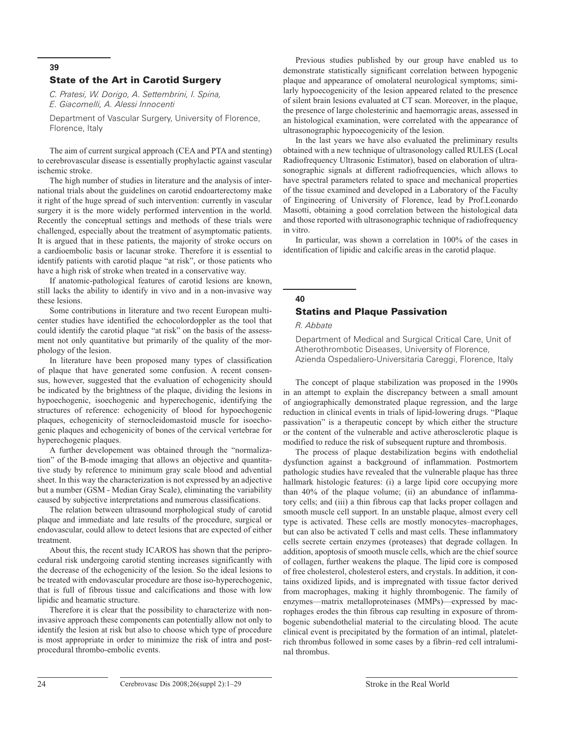## 39

### State of the Art in Carotid Surgery

*C. Pratesi, W. Dorigo, A. Settembrini, I. Spina, E. Giacomelli, A. Alessi Innocenti*

Department of Vascular Surgery, University of Florence, Florence, Italy

The aim of current surgical approach (CEA and PTA and stenting) to cerebrovascular disease is essentially prophylactic against vascular ischemic stroke.

The high number of studies in literature and the analysis of international trials about the guidelines on carotid endoarterectomy make it right of the huge spread of such intervention: currently in vascular surgery it is the more widely performed intervention in the world. Recently the conceptual settings and methods of these trials were challenged, especially about the treatment of asymptomatic patients. It is argued that in these patients, the majority of stroke occurs on a cardioembolic basis or lacunar stroke. Therefore it is essential to identify patients with carotid plaque "at risk", or those patients who have a high risk of stroke when treated in a conservative way.

If anatomic-pathological features of carotid lesions are known, still lacks the ability to identify in vivo and in a non-invasive way these lesions.

Some contributions in literature and two recent European multicenter studies have identified the echocolordoppler as the tool that could identify the carotid plaque "at risk" on the basis of the assessment not only quantitative but primarily of the quality of the morphology of the lesion.

In literature have been proposed many types of classification of plaque that have generated some confusion. A recent consensus, however, suggested that the evaluation of echogenicity should be indicated by the brightness of the plaque, dividing the lesions in hypoechogenic, isoechogenic and hyperechogenic, identifying the structures of reference: echogenicity of blood for hypoechogenic plaques, echogenicity of sternocleidomastoid muscle for isoechogenic plaques and echogenicity of bones of the cervical vertebrae for hyperechogenic plaques.

A further developement was obtained through the "normalization" of the B-mode imaging that allows an objective and quantitative study by reference to minimum gray scale blood and advential sheet. In this way the characterization is not expressed by an adjective but a number (GSM - Median Gray Scale), eliminating the variability caused by subjective interpretations and numerous classifications.

The relation between ultrasound morphological study of carotid plaque and immediate and late results of the procedure, surgical or endovascular, could allow to detect lesions that are expected of either treatment.

About this, the recent study ICAROS has shown that the periprocedural risk undergoing carotid stenting increases significantly with the decrease of the echogenicity of the lesion. So the ideal lesions to be treated with endovascular procedure are those iso-hyperechogenic, that is full of fibrous tissue and calcifications and those with low lipidic and heamatic structure.

Therefore it is clear that the possibility to characterize with non-invasive approach these components can potentially allow not only to identify the lesion at risk but also to choose which type of procedure is most appropriate in order to minimize the risk of intra and post-procedural thrombo-embolic events.

Previous studies published by our group have enabled us to demonstrate statistically significant correlation between hypogenic plaque and appearance of omolateral neurological symptoms; similarly hypoecogenicity of the lesion appeared related to the presence of silent brain lesions evaluated at CT scan. Moreover, in the plaque, the presence of large cholesterinic and haemorragic areas, assessed in an histological examination, were correlated with the appearance of ultrasonographic hypoecogenicity of the lesion.

In the last years we have also evaluated the preliminary results obtained with a new technique of ultrasonology called RULES (Local Radiofrequency Ultrasonic Estimator), based on elaboration of ultrasonographic signals at different radiofrequencies, which allows to have spectral parameters related to space and mechanical properties of the tissue examined and developed in a Laboratory of the Faculty of Engineering of University of Florence, lead by Prof.Leonardo Masotti, obtaining a good correlation between the histological data and those reported with ultrasonographic technique of radiofrequency in vitro.

In particular, was shown a correlation in 100% of the cases in identification of lipidic and calcific areas in the carotid plaque.

## 40

### Statins and Plaque Passivation

*R. Abbate*

Department of Medical and Surgical Critical Care, Unit of Atherothrombotic Diseases, University of Florence, Azienda Ospedaliero-Universitaria Careggi, Florence, Italy

The concept of plaque stabilization was proposed in the 1990s in an attempt to explain the discrepancy between a small amount of angiographically demonstrated plaque regression, and the large reduction in clinical events in trials of lipid-lowering drugs. "Plaque passivation" is a therapeutic concept by which either the structure or the content of the vulnerable and active atherosclerotic plaque is modified to reduce the risk of subsequent rupture and thrombosis.

The process of plaque destabilization begins with endothelial dysfunction against a background of inflammation. Postmortem pathologic studies have revealed that the vulnerable plaque has three hallmark histologic features: (i) a large lipid core occupying more than 40% of the plaque volume; (ii) an abundance of inflammatory cells; and (iii) a thin fibrous cap that lacks proper collagen and smooth muscle cell support. In an unstable plaque, almost every cell type is activated. These cells are mostly monocytes–macrophages, but can also be activated T cells and mast cells. These inflammatory cells secrete certain enzymes (proteases) that degrade collagen. In addition, apoptosis of smooth muscle cells, which are the chief source of collagen, further weakens the plaque. The lipid core is composed of free cholesterol, cholesterol esters, and crystals. In addition, it contains oxidized lipids, and is impregnated with tissue factor derived from macrophages, making it highly thrombogenic. The family of enzymes—matrix metalloproteinases (MMPs)—expressed by macrophages erodes the thin fibrous cap resulting in exposure of thrombogenic subendothelial material to the circulating blood. The acute clinical event is precipitated by the formation of an intimal, platelet-rich thrombus followed in some cases by a fibrin–red cell intraluminal thrombus.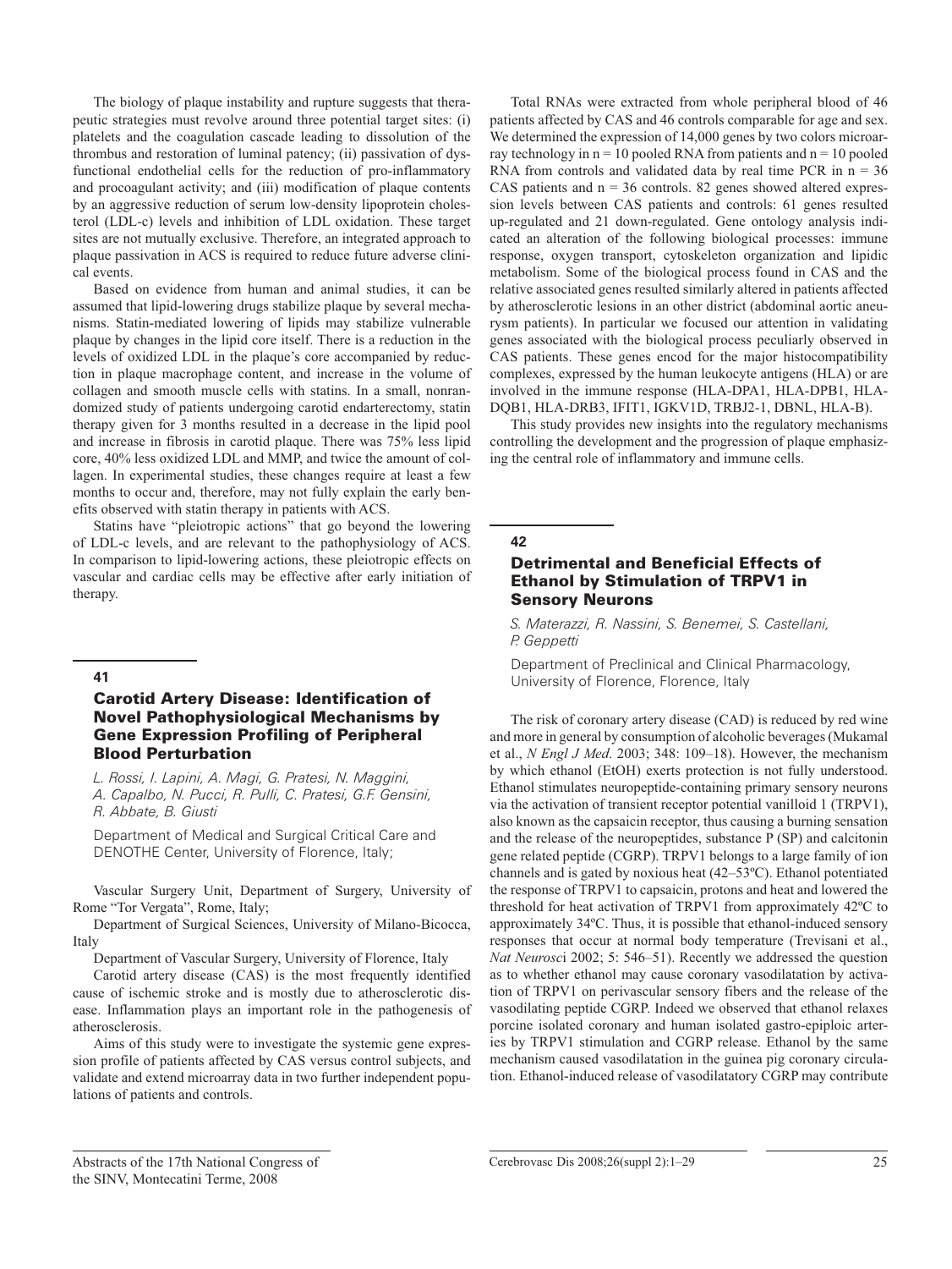The biology of plaque instability and rupture suggests that therapeutic strategies must revolve around three potential target sites: (i) platelets and the coagulation cascade leading to dissolution of the thrombus and restoration of luminal patency; (ii) passivation of dysfunctional endothelial cells for the reduction of pro-inflammatory and procoagulant activity; and (iii) modification of plaque contents by an aggressive reduction of serum low-density lipoprotein cholesterol (LDL-c) levels and inhibition of LDL oxidation. These target sites are not mutually exclusive. Therefore, an integrated approach to plaque passivation in ACS is required to reduce future adverse clinical events.

Based on evidence from human and animal studies, it can be assumed that lipid-lowering drugs stabilize plaque by several mechanisms. Statin-mediated lowering of lipids may stabilize vulnerable plaque by changes in the lipid core itself. There is a reduction in the levels of oxidized LDL in the plaque's core accompanied by reduction in plaque macrophage content, and increase in the volume of collagen and smooth muscle cells with statins. In a small, nonrandomized study of patients undergoing carotid endarterectomy, statin therapy given for 3 months resulted in a decrease in the lipid pool and increase in fibrosis in carotid plaque. There was 75% less lipid core, 40% less oxidized LDL and MMP, and twice the amount of collagen. In experimental studies, these changes require at least a few months to occur and, therefore, may not fully explain the early benefits observed with statin therapy in patients with ACS.

Statins have "pleiotropic actions" that go beyond the lowering of LDL-c levels, and are relevant to the pathophysiology of ACS. In comparison to lipid-lowering actions, these pleiotropic effects on vascular and cardiac cells may be effective after early initiation of therapy.

## 41

### Carotid Artery Disease: Identification of Novel Pathophysiological Mechanisms by Gene Expression Profiling of Peripheral Blood Perturbation

*L. Rossi, I. Lapini, A. Magi, G. Pratesi, N. Maggini, A. Capalbo, N. Pucci, R. Pulli, C. Pratesi, G.F. Gensini, R. Abbate, B. Giusti*

Department of Medical and Surgical Critical Care and DENOTHE Center, University of Florence, Italy;

Vascular Surgery Unit, Department of Surgery, University of Rome "Tor Vergata", Rome, Italy;

Department of Surgical Sciences, University of Milano-Bicocca, Italy

Department of Vascular Surgery, University of Florence, Italy

Carotid artery disease (CAS) is the most frequently identified cause of ischemic stroke and is mostly due to atherosclerotic disease. Inflammation plays an important role in the pathogenesis of atherosclerosis.

Aims of this study were to investigate the systemic gene expression profile of patients affected by CAS versus control subjects, and validate and extend microarray data in two further independent populations of patients and controls.

Total RNAs were extracted from whole peripheral blood of 46 patients affected by CAS and 46 controls comparable for age and sex. We determined the expression of 14,000 genes by two colors microarray technology in $n = 10$ pooled RNA from patients and $n = 10$ pooled RNA from controls and validated data by real time PCR in $n = 36$ CAS patients and $n = 36$ controls. 82 genes showed altered expression levels between CAS patients and controls: 61 genes resulted up-regulated and 21 down-regulated. Gene ontology analysis indicated an alteration of the following biological processes: immune response, oxygen transport, cytoskeleton organization and lipidic metabolism. Some of the biological process found in CAS and the relative associated genes resulted similarly altered in patients affected by atherosclerotic lesions in an other district (abdominal aortic aneurysm patients). In particular we focused our attention in validating genes associated with the biological process peculiarly observed in CAS patients. These genes encod for the major histocompatibility complexes, expressed by the human leukocyte antigens (HLA) or are involved in the immune response (HLA-DPA1, HLA-DPB1, HLA-DQB1, HLA-DRB3, IFIT1, IGKV1D, TRBJ2-1, DBNL, HLA-B).

This study provides new insights into the regulatory mechanisms controlling the development and the progression of plaque emphasizing the central role of inflammatory and immune cells.

## 42

### Detrimental and Beneficial Effects of Ethanol by Stimulation of TRPV1 in Sensory Neurons

*S. Materazzi, R. Nassini, S. Benemei, S. Castellani, P. Geppetti*

Department of Preclinical and Clinical Pharmacology, University of Florence, Florence, Italy

The risk of coronary artery disease (CAD) is reduced by red wine and more in general by consumption of alcoholic beverages (Mukamal et al., *N Engl J Med*. 2003; 348: 109–18). However, the mechanism by which ethanol (EtOH) exerts protection is not fully understood. Ethanol stimulates neuropeptide-containing primary sensory neurons via the activation of transient receptor potential vanilloid 1 (TRPV1), also known as the capsaicin receptor, thus causing a burning sensation and the release of the neuropeptides, substance P (SP) and calcitonin gene related peptide (CGRP). TRPV1 belongs to a large family of ion channels and is gated by noxious heat (42–53ºC). Ethanol potentiated the response of TRPV1 to capsaicin, protons and heat and lowered the threshold for heat activation of TRPV1 from approximately 42ºC to approximately 34ºC. Thus, it is possible that ethanol-induced sensory responses that occur at normal body temperature (Trevisani et al., *Nat Neurosci* 2002; 5: 546–51). Recently we addressed the question as to whether ethanol may cause coronary vasodilatation by activation of TRPV1 on perivascular sensory fibers and the release of the vasodilating peptide CGRP. Indeed we observed that ethanol relaxes porcine isolated coronary and human isolated gastro-epiploic arteries by TRPV1 stimulation and CGRP release. Ethanol by the same mechanism caused vasodilatation in the guinea pig coronary circulation. Ethanol-induced release of vasodilatatory CGRP may contribute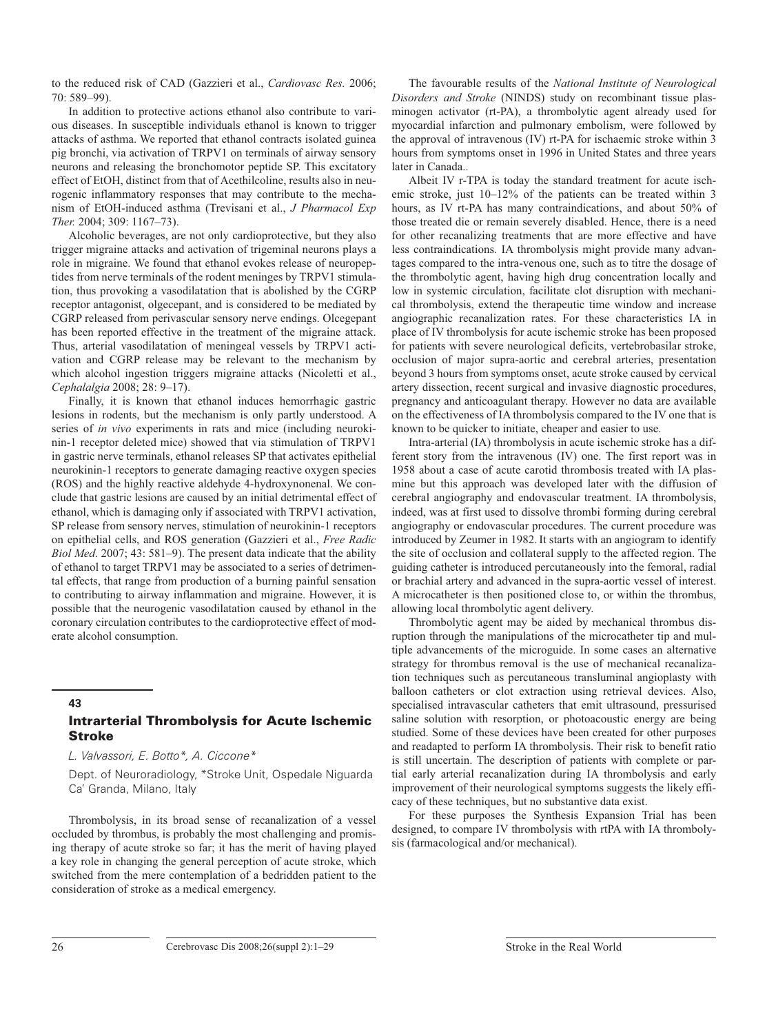to the reduced risk of CAD (Gazzieri et al., *Cardiovasc Res.* 2006; 70: 589–99).

In addition to protective actions ethanol also contribute to various diseases. In susceptible individuals ethanol is known to trigger attacks of asthma. We reported that ethanol contracts isolated guinea pig bronchi, via activation of TRPV1 on terminals of airway sensory neurons and releasing the bronchomotor peptide SP. This excitatory effect of EtOH, distinct from that of Acethilcoline, results also in neurogenic inflammatory responses that may contribute to the mechanism of EtOH-induced asthma (Trevisani et al., *J Pharmacol Exp Ther.* 2004; 309: 1167–73).

Alcoholic beverages, are not only cardioprotective, but they also trigger migraine attacks and activation of trigeminal neurons plays a role in migraine. We found that ethanol evokes release of neuropeptides from nerve terminals of the rodent meninges by TRPV1 stimulation, thus provoking a vasodilatation that is abolished by the CGRP receptor antagonist, olgecepant, and is considered to be mediated by CGRP released from perivascular sensory nerve endings. Olcegepant has been reported effective in the treatment of the migraine attack. Thus, arterial vasodilatation of meningeal vessels by TRPV1 activation and CGRP release may be relevant to the mechanism by which alcohol ingestion triggers migraine attacks (Nicoletti et al., *Cephalalgia* 2008; 28: 9–17).

Finally, it is known that ethanol induces hemorrhagic gastric lesions in rodents, but the mechanism is only partly understood. A series of *in vivo* experiments in rats and mice (including neurokinin-1 receptor deleted mice) showed that via stimulation of TRPV1 in gastric nerve terminals, ethanol releases SP that activates epithelial neurokinin-1 receptors to generate damaging reactive oxygen species (ROS) and the highly reactive aldehyde 4-hydroxynonenal. We conclude that gastric lesions are caused by an initial detrimental effect of ethanol, which is damaging only if associated with TRPV1 activation, SP release from sensory nerves, stimulation of neurokinin-1 receptors on epithelial cells, and ROS generation (Gazzieri et al., *Free Radic Biol Med*. 2007; 43: 581–9). The present data indicate that the ability of ethanol to target TRPV1 may be associated to a series of detrimental effects, that range from production of a burning painful sensation to contributing to airway inflammation and migraine. However, it is possible that the neurogenic vasodilatation caused by ethanol in the coronary circulation contributes to the cardioprotective effect of moderate alcohol consumption.

## 43

## Intrarterial Thrombolysis for Acute Ischemic Stroke

*L. Valvassori, E. Botto\*, A. Ciccone\**

Dept. of Neuroradiology, \*Stroke Unit, Ospedale Niguarda Ca' Granda, Milano, Italy

Thrombolysis, in its broad sense of recanalization of a vessel occluded by thrombus, is probably the most challenging and promising therapy of acute stroke so far; it has the merit of having played a key role in changing the general perception of acute stroke, which switched from the mere contemplation of a bedridden patient to the consideration of stroke as a medical emergency.

The favourable results of the *National Institute of Neurological Disorders and Stroke* (NINDS) study on recombinant tissue plasminogen activator (rt-PA), a thrombolytic agent already used for myocardial infarction and pulmonary embolism, were followed by the approval of intravenous (IV) rt-PA for ischaemic stroke within 3 hours from symptoms onset in 1996 in United States and three years later in Canada..

Albeit IV r-TPA is today the standard treatment for acute ischemic stroke, just 10–12% of the patients can be treated within 3 hours, as IV rt-PA has many contraindications, and about 50% of those treated die or remain severely disabled. Hence, there is a need for other recanalizing treatments that are more effective and have less contraindications. IA thrombolysis might provide many advantages compared to the intra-venous one, such as to titre the dosage of the thrombolytic agent, having high drug concentration locally and low in systemic circulation, facilitate clot disruption with mechanical thrombolysis, extend the therapeutic time window and increase angiographic recanalization rates. For these characteristics IA in place of IV thrombolysis for acute ischemic stroke has been proposed for patients with severe neurological deficits, vertebrobasilar stroke, occlusion of major supra-aortic and cerebral arteries, presentation beyond 3 hours from symptoms onset, acute stroke caused by cervical artery dissection, recent surgical and invasive diagnostic procedures, pregnancy and anticoagulant therapy. However no data are available on the effectiveness of IA thrombolysis compared to the IV one that is known to be quicker to initiate, cheaper and easier to use.

Intra-arterial (IA) thrombolysis in acute ischemic stroke has a different story from the intravenous (IV) one. The first report was in 1958 about a case of acute carotid thrombosis treated with IA plasmine but this approach was developed later with the diffusion of cerebral angiography and endovascular treatment. IA thrombolysis, indeed, was at first used to dissolve thrombi forming during cerebral angiography or endovascular procedures. The current procedure was introduced by Zeumer in 1982. It starts with an angiogram to identify the site of occlusion and collateral supply to the affected region. The guiding catheter is introduced percutaneously into the femoral, radial or brachial artery and advanced in the supra-aortic vessel of interest. A microcatheter is then positioned close to, or within the thrombus, allowing local thrombolytic agent delivery.

Thrombolytic agent may be aided by mechanical thrombus disruption through the manipulations of the microcatheter tip and multiple advancements of the microguide. In some cases an alternative strategy for thrombus removal is the use of mechanical recanalization techniques such as percutaneous transluminal angioplasty with balloon catheters or clot extraction using retrieval devices. Also, specialised intravascular catheters that emit ultrasound, pressurised saline solution with resorption, or photoacoustic energy are being studied. Some of these devices have been created for other purposes and readapted to perform IA thrombolysis. Their risk to benefit ratio is still uncertain. The description of patients with complete or partial early arterial recanalization during IA thrombolysis and early improvement of their neurological symptoms suggests the likely efficacy of these techniques, but no substantive data exist.

For these purposes the Synthesis Expansion Trial has been designed, to compare IV thrombolysis with rtPA with IA thrombolysis (farmacological and/or mechanical).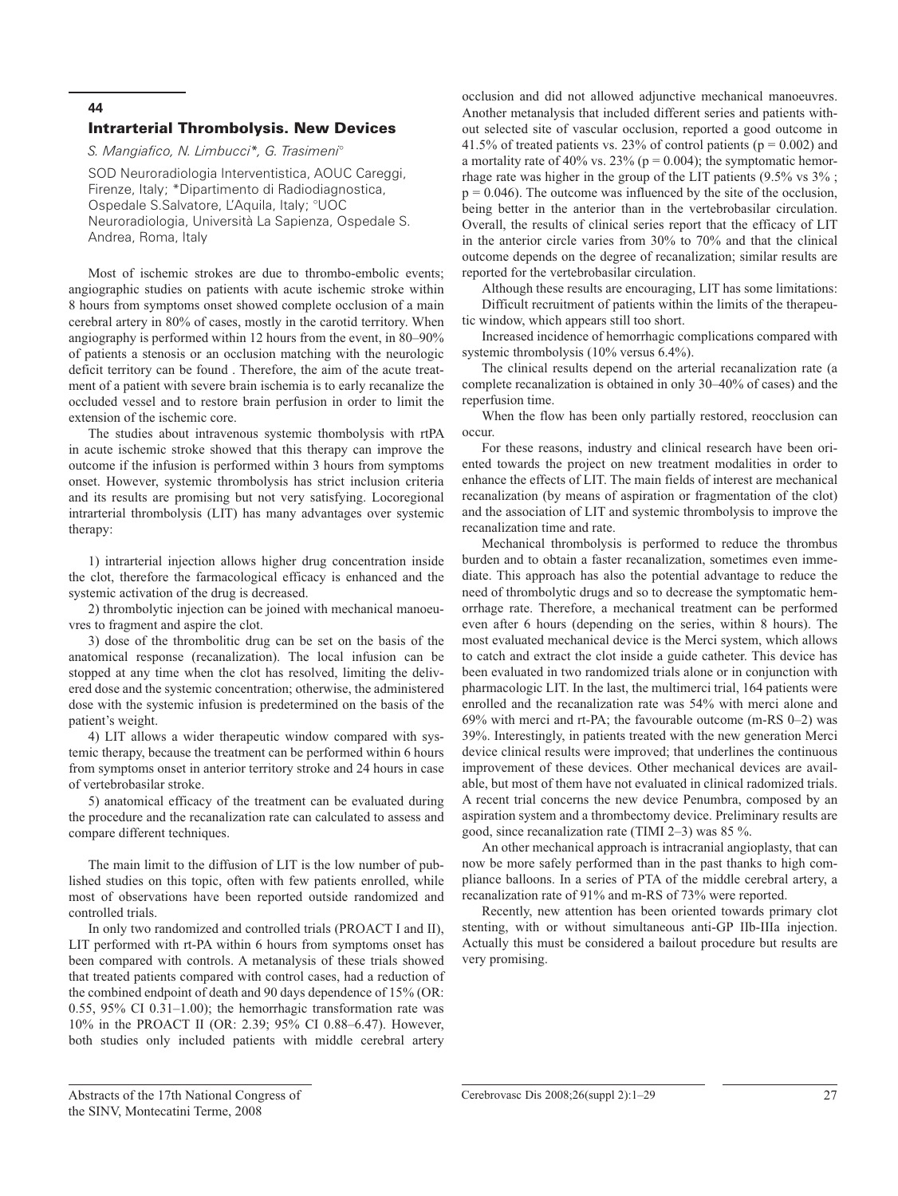## 44

## Intrarterial Thrombolysis. New Devices

*S. Mangiafico, N. Limbucci\*, G. Trasimeni°*

SOD Neuroradiologia Interventistica, AOUC Careggi, Firenze, Italy; \*Dipartimento di Radiodiagnostica, Ospedale S.Salvatore, L'Aquila, Italy; °UOC Neuroradiologia, Università La Sapienza, Ospedale S. Andrea, Roma, Italy

Most of ischemic strokes are due to thrombo-embolic events; angiographic studies on patients with acute ischemic stroke within 8 hours from symptoms onset showed complete occlusion of a main cerebral artery in 80% of cases, mostly in the carotid territory. When angiography is performed within 12 hours from the event, in 80–90% of patients a stenosis or an occlusion matching with the neurologic deficit territory can be found . Therefore, the aim of the acute treatment of a patient with severe brain ischemia is to early recanalize the occluded vessel and to restore brain perfusion in order to limit the extension of the ischemic core.

The studies about intravenous systemic thombolysis with rtPA in acute ischemic stroke showed that this therapy can improve the outcome if the infusion is performed within 3 hours from symptoms onset. However, systemic thrombolysis has strict inclusion criteria and its results are promising but not very satisfying. Locoregional intrarterial thrombolysis (LIT) has many advantages over systemic therapy:

1) intrarterial injection allows higher drug concentration inside the clot, therefore the farmacological efficacy is enhanced and the systemic activation of the drug is decreased.

2) thrombolytic injection can be joined with mechanical manoeuvres to fragment and aspire the clot.

3) dose of the thrombolitic drug can be set on the basis of the anatomical response (recanalization). The local infusion can be stopped at any time when the clot has resolved, limiting the delivered dose and the systemic concentration; otherwise, the administered dose with the systemic infusion is predetermined on the basis of the patient's weight.

4) LIT allows a wider therapeutic window compared with systemic therapy, because the treatment can be performed within 6 hours from symptoms onset in anterior territory stroke and 24 hours in case of vertebrobasilar stroke.

5) anatomical efficacy of the treatment can be evaluated during the procedure and the recanalization rate can calculated to assess and compare different techniques.

The main limit to the diffusion of LIT is the low number of published studies on this topic, often with few patients enrolled, while most of observations have been reported outside randomized and controlled trials.

In only two randomized and controlled trials (PROACT I and II), LIT performed with rt-PA within 6 hours from symptoms onset has been compared with controls. A metanalysis of these trials showed that treated patients compared with control cases, had a reduction of the combined endpoint of death and 90 days dependence of 15% (OR: 0.55, 95% CI 0.31–1.00); the hemorrhagic transformation rate was 10% in the PROACT II (OR: 2.39; 95% CI 0.88–6.47). However, both studies only included patients with middle cerebral artery occlusion and did not allowed adjunctive mechanical manoeuvres. Another metanalysis that included different series and patients without selected site of vascular occlusion, reported a good outcome in 41.5% of treated patients vs. 23% of control patients ($p = 0.002$) and a mortality rate of 40% vs. 23% ($p = 0.004$); the symptomatic hemorrhage rate was higher in the group of the LIT patients (9.5% vs 3% ; $p = 0.046$). The outcome was influenced by the site of the occlusion, being better in the anterior than in the vertebrobasilar circulation. Overall, the results of clinical series report that the efficacy of LIT in the anterior circle varies from 30% to 70% and that the clinical outcome depends on the degree of recanalization; similar results are reported for the vertebrobasilar circulation.

Although these results are encouraging, LIT has some limitations:

Difficult recruitment of patients within the limits of the therapeutic window, which appears still too short.

Increased incidence of hemorrhagic complications compared with systemic thrombolysis (10% versus 6.4%).

The clinical results depend on the arterial recanalization rate (a complete recanalization is obtained in only 30–40% of cases) and the reperfusion time.

When the flow has been only partially restored, reocclusion can occur.

For these reasons, industry and clinical research have been oriented towards the project on new treatment modalities in order to enhance the effects of LIT. The main fields of interest are mechanical recanalization (by means of aspiration or fragmentation of the clot) and the association of LIT and systemic thrombolysis to improve the recanalization time and rate.

Mechanical thrombolysis is performed to reduce the thrombus burden and to obtain a faster recanalization, sometimes even immediate. This approach has also the potential advantage to reduce the need of thrombolytic drugs and so to decrease the symptomatic hemorrhage rate. Therefore, a mechanical treatment can be performed even after 6 hours (depending on the series, within 8 hours). The most evaluated mechanical device is the Merci system, which allows to catch and extract the clot inside a guide catheter. This device has been evaluated in two randomized trials alone or in conjunction with pharmacologic LIT. In the last, the multimerci trial, 164 patients were enrolled and the recanalization rate was 54% with merci alone and 69% with merci and rt-PA; the favourable outcome (m-RS 0–2) was 39%. Interestingly, in patients treated with the new generation Merci device clinical results were improved; that underlines the continuous improvement of these devices. Other mechanical devices are available, but most of them have not evaluated in clinical radomized trials. A recent trial concerns the new device Penumbra, composed by an aspiration system and a thrombectomy device. Preliminary results are good, since recanalization rate (TIMI 2–3) was 85 %.

An other mechanical approach is intracranial angioplasty, that can now be more safely performed than in the past thanks to high compliance balloons. In a series of PTA of the middle cerebral artery, a recanalization rate of 91% and m-RS of 73% were reported.

Recently, new attention has been oriented towards primary clot stenting, with or without simultaneous anti-GP IIb-IIIa injection. Actually this must be considered a bailout procedure but results are very promising.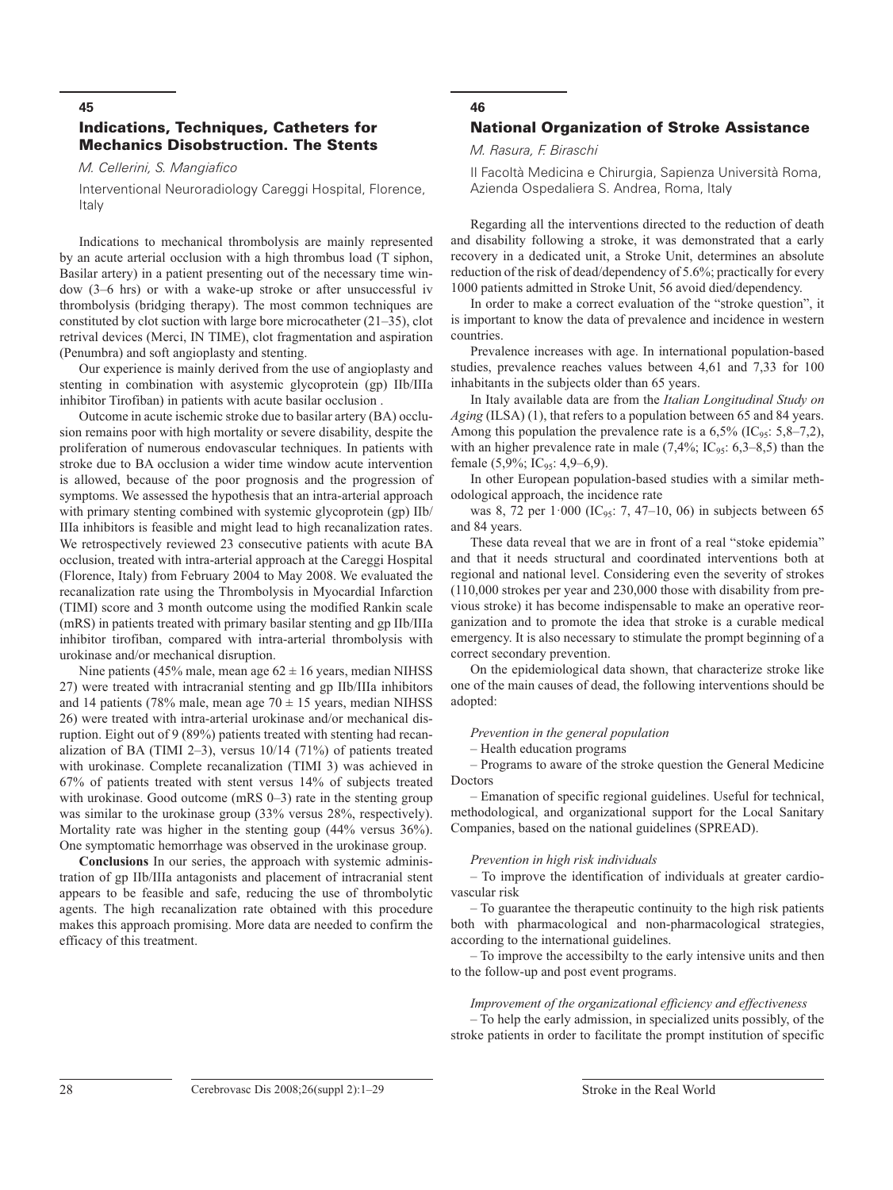## 45

## Indications, Techniques, Catheters for Mechanics Disobstruction. The Stents

*M. Cellerini, S. Mangiafico*

Interventional Neuroradiology Careggi Hospital, Florence, Italy

Indications to mechanical thrombolysis are mainly represented by an acute arterial occlusion with a high thrombus load (T siphon, Basilar artery) in a patient presenting out of the necessary time window (3–6 hrs) or with a wake-up stroke or after unsuccessful iv thrombolysis (bridging therapy). The most common techniques are constituted by clot suction with large bore microcatheter (21–35), clot retrival devices (Merci, IN TIME), clot fragmentation and aspiration (Penumbra) and soft angioplasty and stenting.

Our experience is mainly derived from the use of angioplasty and stenting in combination with asystemic glycoprotein (gp) IIb/IIIa inhibitor Tirofiban) in patients with acute basilar occlusion .

Outcome in acute ischemic stroke due to basilar artery (BA) occlusion remains poor with high mortality or severe disability, despite the proliferation of numerous endovascular techniques. In patients with stroke due to BA occlusion a wider time window acute intervention is allowed, because of the poor prognosis and the progression of symptoms. We assessed the hypothesis that an intra-arterial approach with primary stenting combined with systemic glycoprotein (gp) IIb/IIIa inhibitors is feasible and might lead to high recanalization rates. We retrospectively reviewed 23 consecutive patients with acute BA occlusion, treated with intra-arterial approach at the Careggi Hospital (Florence, Italy) from February 2004 to May 2008. We evaluated the recanalization rate using the Thrombolysis in Myocardial Infarction (TIMI) score and 3 month outcome using the modified Rankin scale (mRS) in patients treated with primary basilar stenting and gp IIb/IIIa inhibitor tirofiban, compared with intra-arterial thrombolysis with urokinase and/or mechanical disruption.

Nine patients (45% male, mean age $62 \pm 16$ years, median NIHSS 27) were treated with intracranial stenting and gp IIb/IIIa inhibitors and 14 patients (78% male, mean age $70 \pm 15$ years, median NIHSS 26) were treated with intra-arterial urokinase and/or mechanical disruption. Eight out of 9 (89%) patients treated with stenting had recanalization of BA (TIMI 2–3), versus 10/14 (71%) of patients treated with urokinase. Complete recanalization (TIMI 3) was achieved in 67% of patients treated with stent versus 14% of subjects treated with urokinase. Good outcome (mRS 0–3) rate in the stenting group was similar to the urokinase group (33% versus 28%, respectively). Mortality rate was higher in the stenting goup (44% versus 36%). One symptomatic hemorrhage was observed in the urokinase group.

**Conclusions** In our series, the approach with systemic administration of gp IIb/IIIa antagonists and placement of intracranial stent appears to be feasible and safe, reducing the use of thrombolytic agents. The high recanalization rate obtained with this procedure makes this approach promising. More data are needed to confirm the efficacy of this treatment.

## 46

## National Organization of Stroke Assistance

*M. Rasura, F. Biraschi*

II Facoltà Medicina e Chirurgia, Sapienza Università Roma, Azienda Ospedaliera S. Andrea, Roma, Italy

Regarding all the interventions directed to the reduction of death and disability following a stroke, it was demonstrated that a early recovery in a dedicated unit, a Stroke Unit, determines an absolute reduction of the risk of dead/dependency of 5.6%; practically for every 1000 patients admitted in Stroke Unit, 56 avoid died/dependency.

In order to make a correct evaluation of the "stroke question", it is important to know the data of prevalence and incidence in western countries.

Prevalence increases with age. In international population-based studies, prevalence reaches values between 4,61 and 7,33 for 100 inhabitants in the subjects older than 65 years.

In Italy available data are from the *Italian Longitudinal Study on Aging* (ILSA) (1), that refers to a population between 65 and 84 years. Among this population the prevalence rate is a 6,5% ($IC_{95}$: 5,8–7,2), with an higher prevalence rate in male (7,4%; $IC_{95}$: 6,3–8,5) than the female (5,9%; $IC_{95}$: 4,9–6,9).

In other European population-based studies with a similar methodological approach, the incidence rate

was 8, 72 per 1·000 ($IC_{95}$: 7, 47–10, 06) in subjects between 65 and 84 years.

These data reveal that we are in front of a real "stoke epidemia" and that it needs structural and coordinated interventions both at regional and national level. Considering even the severity of strokes (110,000 strokes per year and 230,000 those with disability from previous stroke) it has become indispensable to make an operative reorganization and to promote the idea that stroke is a curable medical emergency. It is also necessary to stimulate the prompt beginning of a correct secondary prevention.

On the epidemiological data shown, that characterize stroke like one of the main causes of dead, the following interventions should be adopted:

*Prevention in the general population*

– Health education programs

– Programs to aware of the stroke question the General Medicine Doctors

– Emanation of specific regional guidelines. Useful for technical, methodological, and organizational support for the Local Sanitary Companies, based on the national guidelines (SPREAD).

*Prevention in high risk individuals*

– To improve the identification of individuals at greater cardiovascular risk

– To guarantee the therapeutic continuity to the high risk patients both with pharmacological and non-pharmacological strategies, according to the international guidelines.

– To improve the accessibilty to the early intensive units and then to the follow-up and post event programs.

*Improvement of the organizational efficiency and effectiveness*

– To help the early admission, in specialized units possibly, of the stroke patients in order to facilitate the prompt institution of specific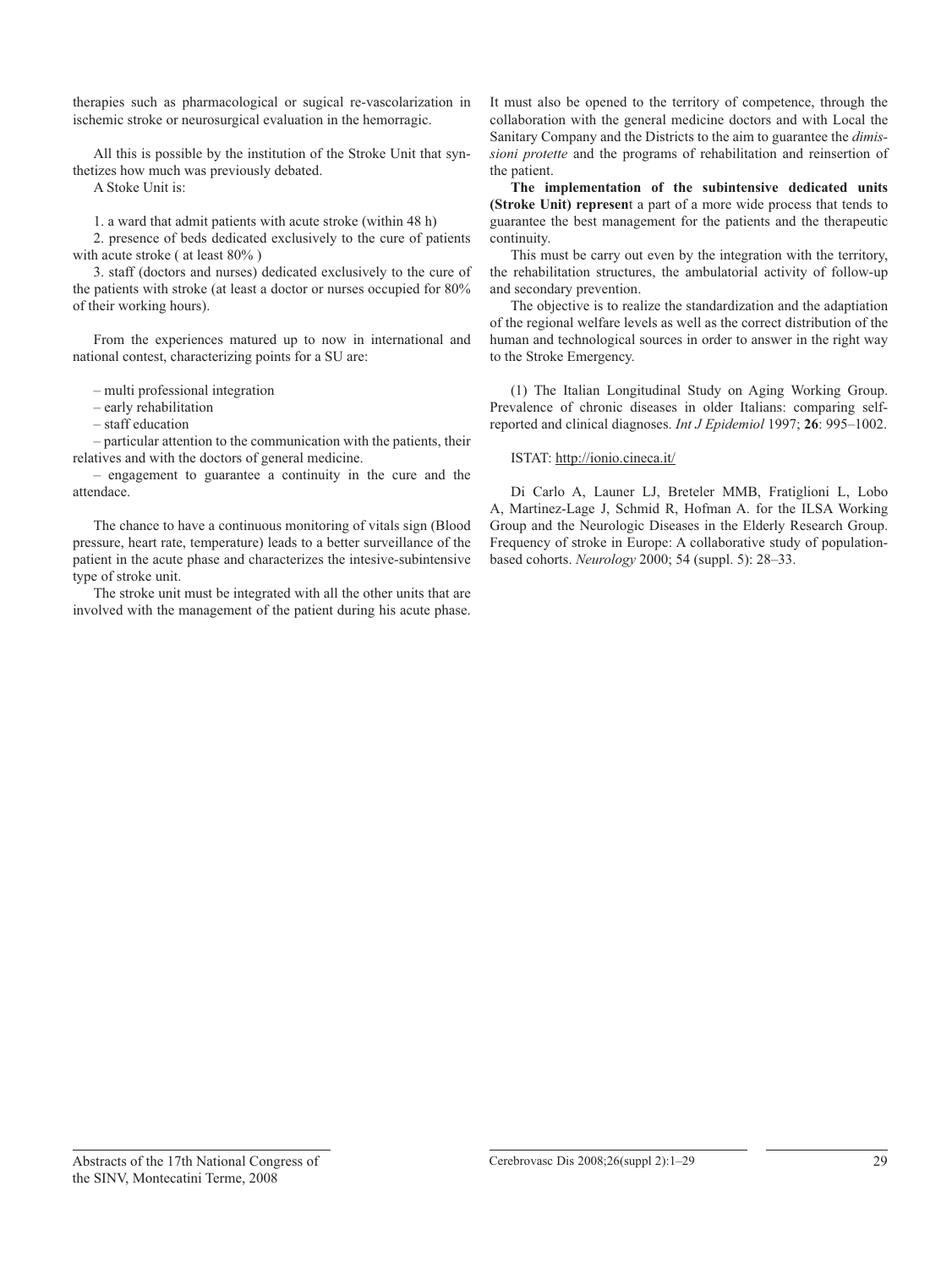therapies such as pharmacological or sugical re-vascolarization in ischemic stroke or neurosurgical evaluation in the hemorragic.

All this is possible by the institution of the Stroke Unit that synthetizes how much was previously debated.

A Stoke Unit is:

1. a ward that admit patients with acute stroke (within 48 h)
2. presence of beds dedicated exclusively to the cure of patients with acute stroke ( at least 80% )
3. staff (doctors and nurses) dedicated exclusively to the cure of the patients with stroke (at least a doctor or nurses occupied for 80% of their working hours).

From the experiences matured up to now in international and national contest, characterizing points for a SU are:

– multi professional integration
– early rehabilitation
– staff education
– particular attention to the communication with the patients, their relatives and with the doctors of general medicine.
– engagement to guarantee a continuity in the cure and the attendace.

The chance to have a continuous monitoring of vitals sign (Blood pressure, heart rate, temperature) leads to a better surveillance of the patient in the acute phase and characterizes the intesive-subintensive type of stroke unit.

The stroke unit must be integrated with all the other units that are involved with the management of the patient during his acute phase. It must also be opened to the territory of competence, through the collaboration with the general medicine doctors and with Local the Sanitary Company and the Districts to the aim to guarantee the *dimissioni protette* and the programs of rehabilitation and reinsertion of the patient.

**The implementation of the subintensive dedicated units (Stroke Unit) represen**t a part of a more wide process that tends to guarantee the best management for the patients and the therapeutic continuity.

This must be carry out even by the integration with the territory, the rehabilitation structures, the ambulatorial activity of follow-up and secondary prevention.

The objective is to realize the standardization and the adaptiation of the regional welfare levels as well as the correct distribution of the human and technological sources in order to answer in the right way to the Stroke Emergency.

(1) The Italian Longitudinal Study on Aging Working Group. Prevalence of chronic diseases in older Italians: comparing self-reported and clinical diagnoses. *Int J Epidemiol* 1997; **26**: 995–1002.

ISTAT: http://ionio.cineca.it/

Di Carlo A, Launer LJ, Breteler MMB, Fratiglioni L, Lobo A, Martinez-Lage J, Schmid R, Hofman A. for the ILSA Working Group and the Neurologic Diseases in the Elderly Research Group. Frequency of stroke in Europe: A collaborative study of population-based cohorts. *Neurology* 2000; 54 (suppl. 5): 28–33.